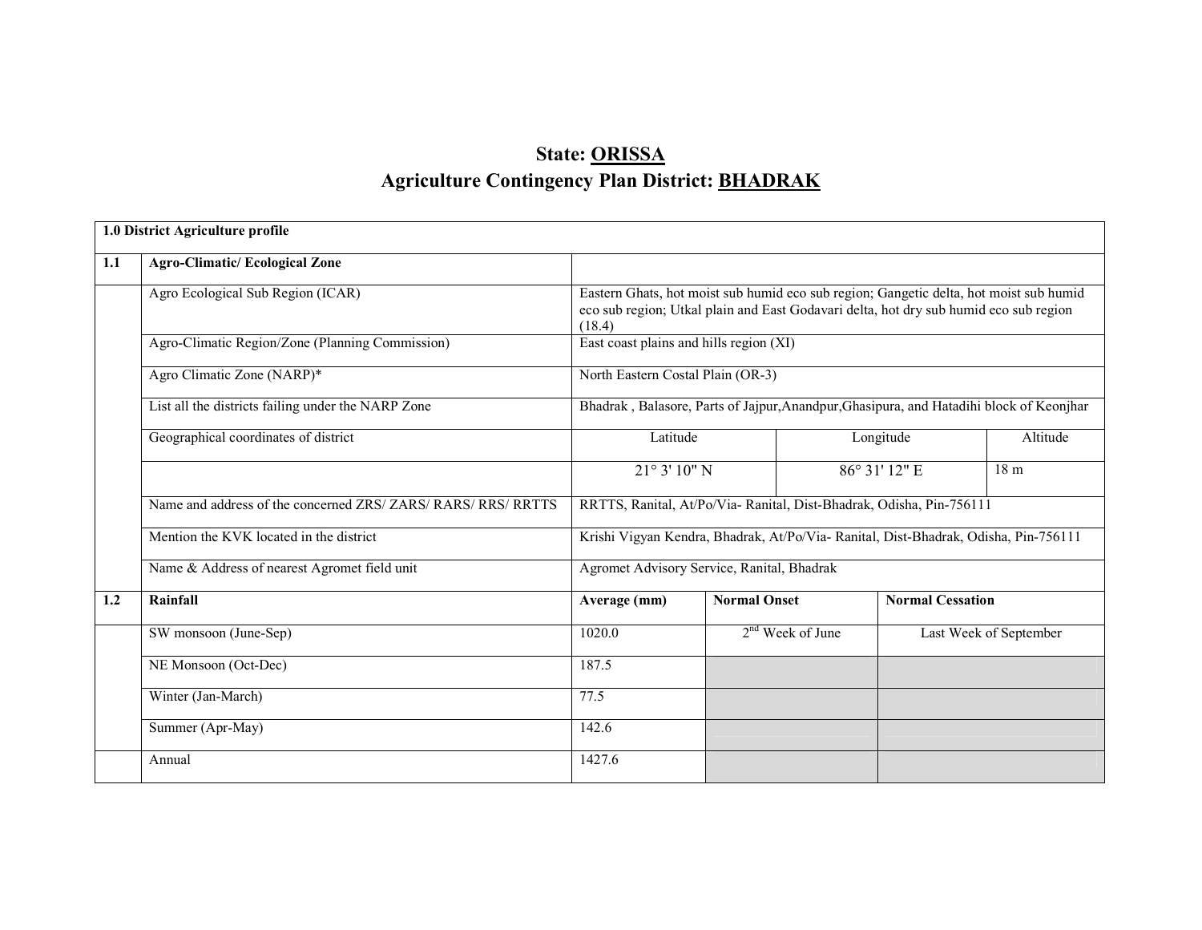# State: ORISSA

## Agriculture Contingency Plan District: BHADRAK

| 1.0 District Agriculture profile | | | | | |
|---|---|---|---|---|---|
| **1.1** | **Agro-Climatic/ Ecological Zone** | | | | |
| | Agro Ecological Sub Region (ICAR) | Eastern Ghats, hot moist sub humid eco sub region; Gangetic delta, hot moist sub humid eco sub region; Utkal plain and East Godavari delta, hot dry sub humid eco sub region (18.4) | | | |
| | Agro-Climatic Region/Zone (Planning Commission) | East coast plains and hills region (XI) | | | |
| | Agro Climatic Zone (NARP)* | North Eastern Costal Plain (OR-3) | | | |
| | List all the districts failing under the NARP Zone | Bhadrak , Balasore, Parts of Jajpur,Anandpur,Ghasipura, and Hatadihi block of Keonjhar | | | |
| | Geographical coordinates of district | Latitude | | Longitude | Altitude |
| | | 21° 3' 10" N | | 86° 31' 12" E | 18 m |
| | Name and address of the concerned ZRS/ ZARS/ RARS/ RRS/ RRTTS | RRTTS, Ranital, At/Po/Via- Ranital, Dist-Bhadrak, Odisha, Pin-756111 | | | |
| | Mention the KVK located in the district | Krishi Vigyan Kendra, Bhadrak, At/Po/Via- Ranital, Dist-Bhadrak, Odisha, Pin-756111 | | | |
| | Name & Address of nearest Agromet field unit | Agromet Advisory Service, Ranital, Bhadrak | | | |
| **1.2** | **Rainfall** | **Average (mm)** | **Normal Onset** | **Normal Cessation** | |
| | SW monsoon (June-Sep) | 1020.0 | 2nd Week of June | Last Week of September | |
| | NE Monsoon (Oct-Dec) | 187.5 | | | |
| | Winter (Jan-March) | 77.5 | | | |
| | Summer (Apr-May) | 142.6 | | | |
| | Annual | 1427.6 | | | |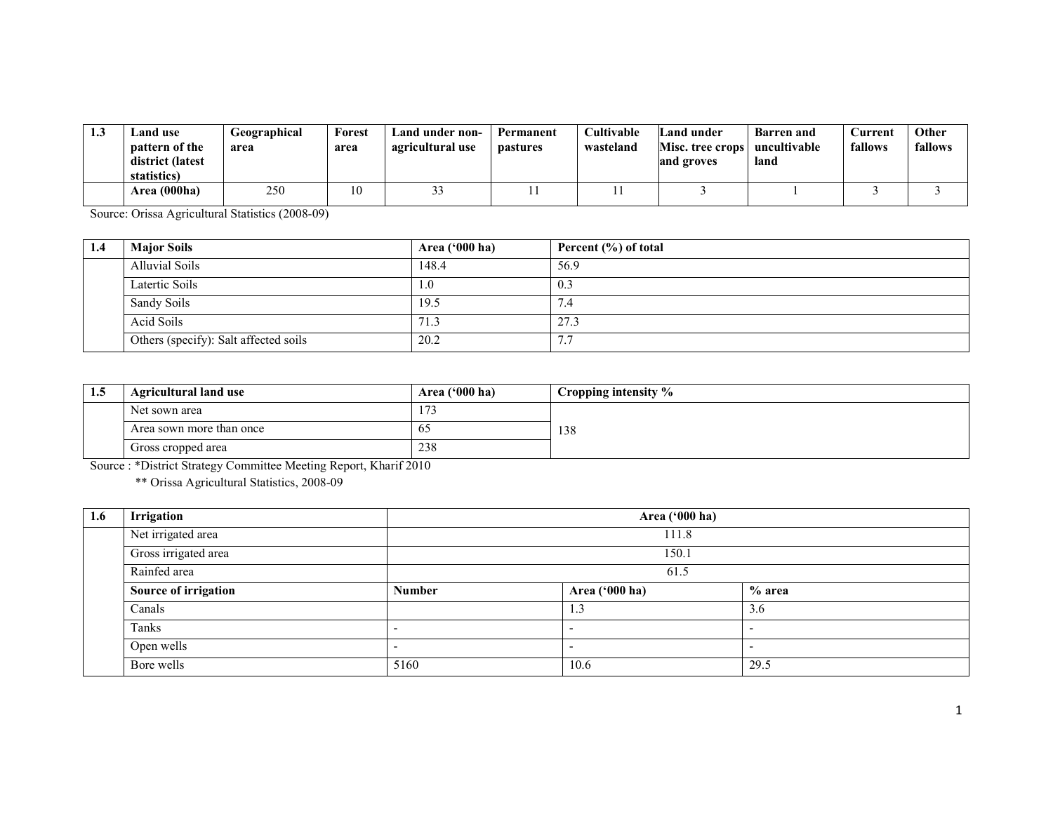| 1.3 | Land use pattern of the district (latest statistics) | Geographical area | Forest area | Land under non-agricultural use | Permanent pastures | Cultivable wasteland | Land under Misc. tree crops and groves | Barren and uncultivable land | Current fallows | Other fallows |
|---|---|---|---|---|---|---|---|---|---|---|
| | Area (000ha) | 250 | 10 | 33 | 11 | 11 | 3 | 1 | 3 | 3 |

Source: Orissa Agricultural Statistics (2008-09)

| 1.4 | Major Soils | Area ('000 ha) | Percent (%) of total |
|---|---|---|---|
| | Alluvial Soils | 148.4 | 56.9 |
| | Latertic Soils | 1.0 | 0.3 |
| | Sandy Soils | 19.5 | 7.4 |
| | Acid Soils | 71.3 | 27.3 |
| | Others (specify): Salt affected soils | 20.2 | 7.7 |

| 1.5 | Agricultural land use | Area ('000 ha) | Cropping intensity % |
|---|---|---|---|
| | Net sown area | 173 | 138 |
| | Area sown more than once | 65 | |
| | Gross cropped area | 238 | |

Source : *District Strategy Committee Meeting Report, Kharif 2010

** Orissa Agricultural Statistics, 2008-09

| 1.6 | Irrigation | Area ('000 ha) | | |
|---|---|---|---|---|
| | Net irrigated area | 111.8 | | |
| | Gross irrigated area | 150.1 | | |
| | Rainfed area | 61.5 | | |
| | **Source of irrigation** | **Number** | **Area ('000 ha)** | **% area** |
| | Canals | | 1.3 | 3.6 |
| | Tanks | - | - | - |
| | Open wells | - | - | - |
| | Bore wells | 5160 | 10.6 | 29.5 |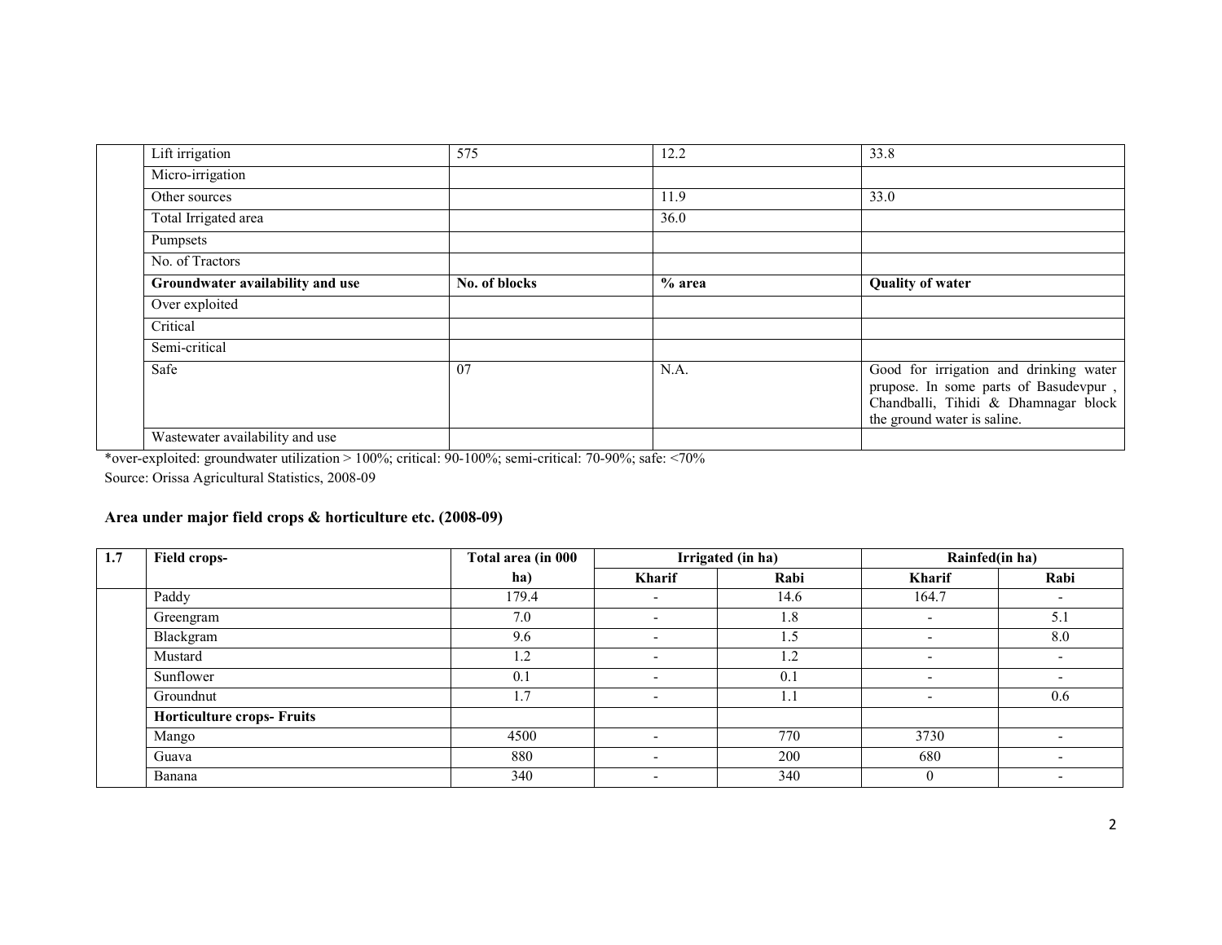| | | | | |
|---|---|---|---|---|
| | Lift irrigation | 575 | 12.2 | 33.8 |
| | Micro-irrigation | | | |
| | Other sources | | 11.9 | 33.0 |
| | Total Irrigated area | | 36.0 | |
| | Pumpsets | | | |
| | No. of Tractors | | | |
| | **Groundwater availability and use** | **No. of blocks** | **% area** | **Quality of water** |
| | Over exploited | | | |
| | Critical | | | |
| | Semi-critical | | | |
| | Safe | 07 | N.A. | Good for irrigation and drinking water prupose. In some parts of Basudevpur , Chandballi, Tihidi & Dhamnagar block the ground water is saline. |
| | Wastewater availability and use | | | |

*over-exploited: groundwater utilization > 100%; critical: 90-100%; semi-critical: 70-90%; safe: <70%

Source: Orissa Agricultural Statistics, 2008-09

**Area under major field crops & horticulture etc. (2008-09)**

| 1.7 | Field crops- | Total area (in 000 ha) | Irrigated (in ha) | | Rainfed(in ha) | |
|---|---|---|---|---|---|---|
| | | | Kharif | Rabi | Kharif | Rabi |
| | Paddy | 179.4 | - | 14.6 | 164.7 | - |
| | Greengram | 7.0 | - | 1.8 | - | 5.1 |
| | Blackgram | 9.6 | - | 1.5 | - | 8.0 |
| | Mustard | 1.2 | - | 1.2 | - | - |
| | Sunflower | 0.1 | - | 0.1 | - | - |
| | Groundnut | 1.7 | - | 1.1 | - | 0.6 |
| | **Horticulture crops- Fruits** | | | | | |
| | Mango | 4500 | - | 770 | 3730 | - |
| | Guava | 880 | - | 200 | 680 | - |
| | Banana | 340 | - | 340 | 0 | - |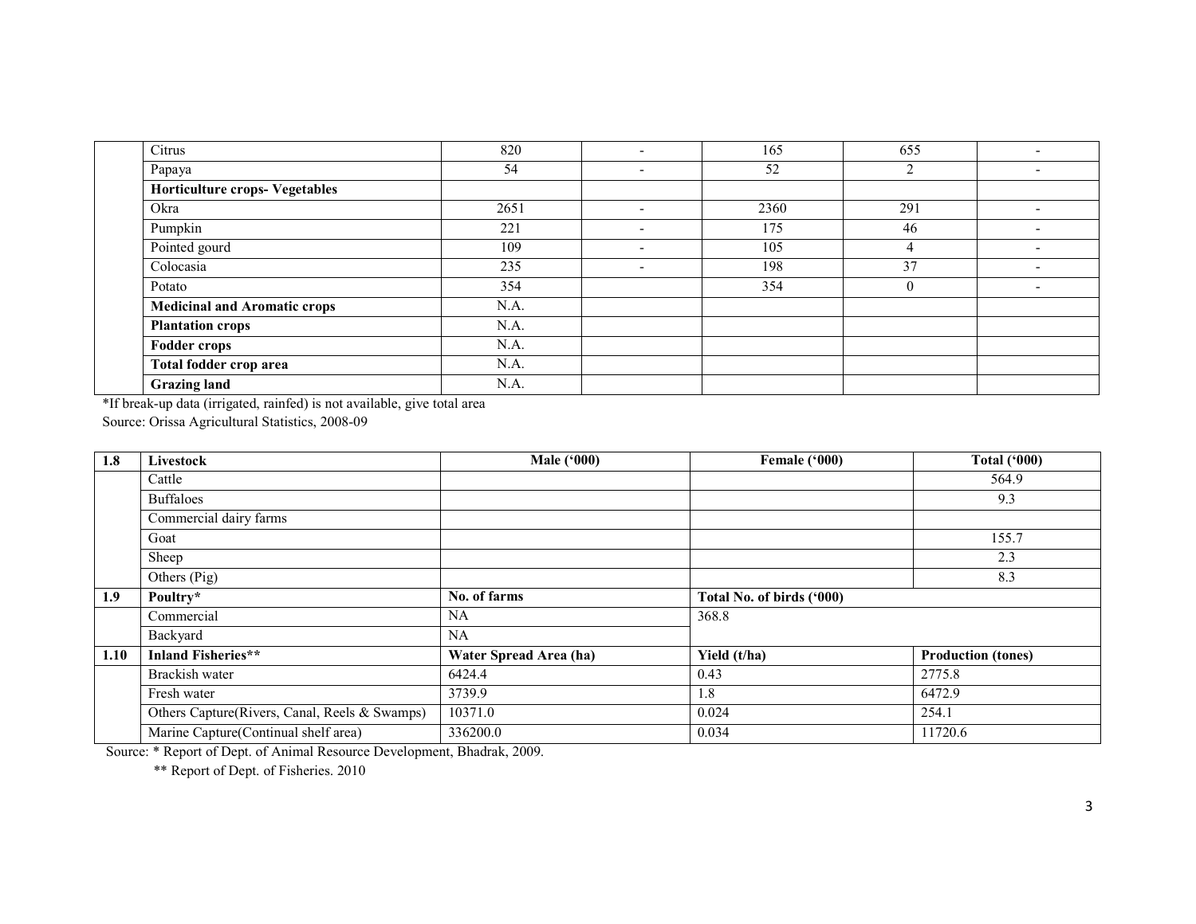| | | | | | | |
|---|---|---|---|---|---|---|
| | Citrus | 820 | - | 165 | 655 | - |
| | Papaya | 54 | - | 52 | 2 | - |
| | **Horticulture crops- Vegetables** | | | | | |
| | Okra | 2651 | - | 2360 | 291 | - |
| | Pumpkin | 221 | - | 175 | 46 | - |
| | Pointed gourd | 109 | - | 105 | 4 | - |
| | Colocasia | 235 | - | 198 | 37 | - |
| | Potato | 354 | | 354 | 0 | - |
| | **Medicinal and Aromatic crops** | N.A. | | | | |
| | **Plantation crops** | N.A. | | | | |
| | **Fodder crops** | N.A. | | | | |
| | **Total fodder crop area** | N.A. | | | | |
| | **Grazing land** | N.A. | | | | |

*If break-up data (irrigated, rainfed) is not available, give total area

Source: Orissa Agricultural Statistics, 2008-09

| **1.8** | **Livestock** | **Male ('000)** | **Female ('000)** | **Total ('000)** |
|---|---|---|---|---|
| | Cattle | | | 564.9 |
| | Buffaloes | | | 9.3 |
| | Commercial dairy farms | | | |
| | Goat | | | 155.7 |
| | Sheep | | | 2.3 |
| | Others (Pig) | | | 8.3 |
| **1.9** | **Poultry*** | **No. of farms** | **Total No. of birds ('000)** | |
| | Commercial | NA | 368.8 | |
| | Backyard | NA | | |
| **1.10** | **Inland Fisheries**** | **Water Spread Area (ha)** | **Yield (t/ha)** | **Production (tones)** |
| | Brackish water | 6424.4 | 0.43 | 2775.8 |
| | Fresh water | 3739.9 | 1.8 | 6472.9 |
| | Others Capture(Rivers, Canal, Reels & Swamps) | 10371.0 | 0.024 | 254.1 |
| | Marine Capture(Continual shelf area) | 336200.0 | 0.034 | 11720.6 |

Source: * Report of Dept. of Animal Resource Development, Bhadrak, 2009.

** Report of Dept. of Fisheries. 2010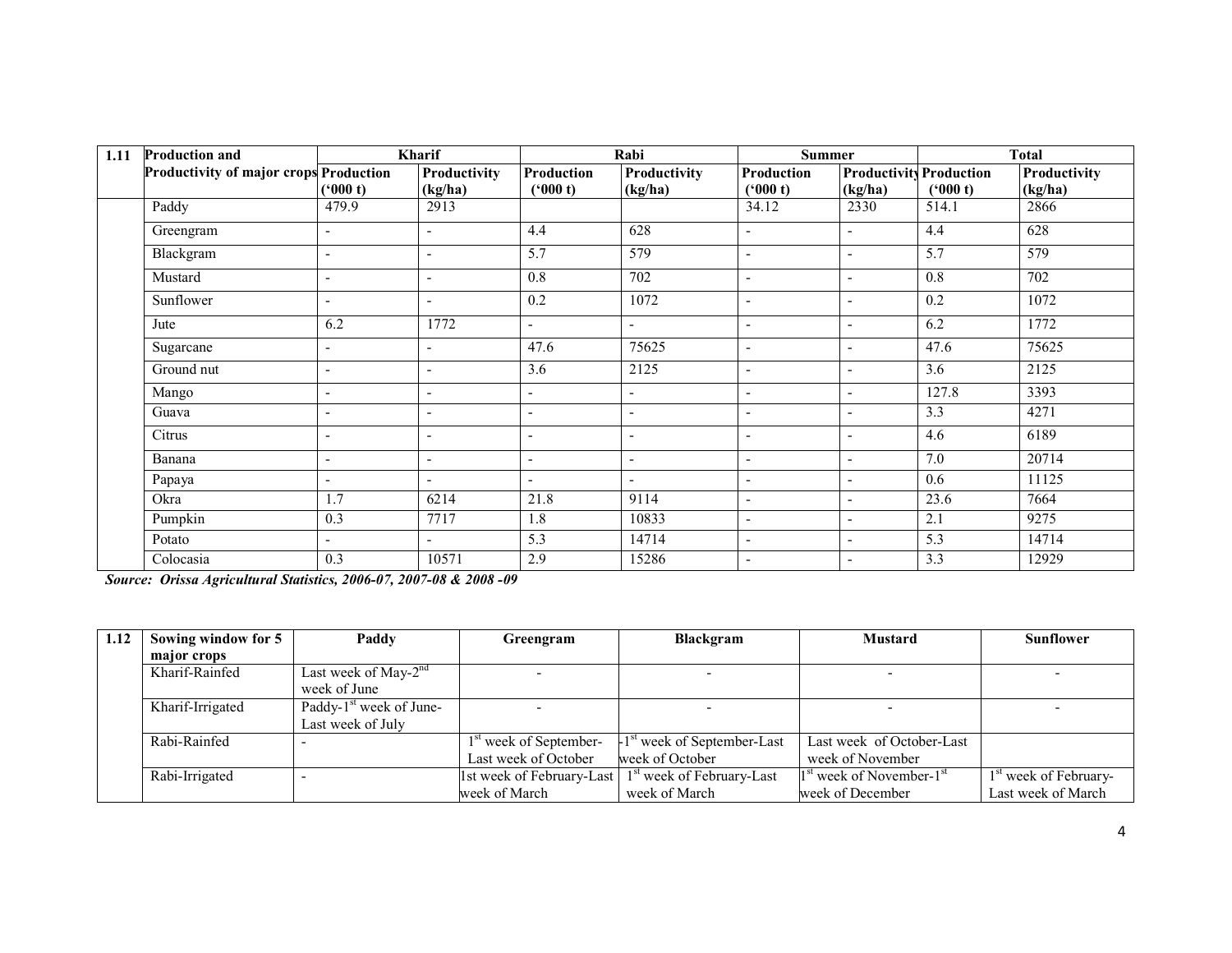| 1.11 | Production and Productivity of major crops | Kharif | | Rabi | | Summer | | Total | |
|---|---|---|---|---|---|---|---|---|---|
| | | Production ('000 t) | Productivity (kg/ha) | Production ('000 t) | Productivity (kg/ha) | Production ('000 t) | Productivity (kg/ha) | Production ('000 t) | Productivity (kg/ha) |
| | Paddy | 479.9 | 2913 | | | 34.12 | 2330 | 514.1 | 2866 |
| | Greengram | - | - | 4.4 | 628 | - | - | 4.4 | 628 |
| | Blackgram | - | - | 5.7 | 579 | - | - | 5.7 | 579 |
| | Mustard | - | - | 0.8 | 702 | - | - | 0.8 | 702 |
| | Sunflower | - | - | 0.2 | 1072 | - | - | 0.2 | 1072 |
| | Jute | 6.2 | 1772 | - | - | - | - | 6.2 | 1772 |
| | Sugarcane | - | - | 47.6 | 75625 | - | - | 47.6 | 75625 |
| | Ground nut | - | - | 3.6 | 2125 | - | - | 3.6 | 2125 |
| | Mango | - | - | - | - | - | - | 127.8 | 3393 |
| | Guava | - | - | - | - | - | - | 3.3 | 4271 |
| | Citrus | - | - | - | - | - | - | 4.6 | 6189 |
| | Banana | - | - | - | - | - | - | 7.0 | 20714 |
| | Papaya | - | - | - | - | - | - | 0.6 | 11125 |
| | Okra | 1.7 | 6214 | 21.8 | 9114 | - | - | 23.6 | 7664 |
| | Pumpkin | 0.3 | 7717 | 1.8 | 10833 | - | - | 2.1 | 9275 |
| | Potato | - | - | 5.3 | 14714 | - | - | 5.3 | 14714 |
| | Colocasia | 0.3 | 10571 | 2.9 | 15286 | - | - | 3.3 | 12929 |

***Source: Orissa Agricultural Statistics, 2006-07, 2007-08 & 2008 -09***

| 1.12 | Sowing window for 5 major crops | Paddy | Greengram | Blackgram | Mustard | Sunflower |
|---|---|---|---|---|---|---|
| | Kharif-Rainfed | Last week of May-2nd week of June | - | - | - | - |
| | Kharif-Irrigated | Paddy-1st week of June-Last week of July | - | - | - | - |
| | Rabi-Rainfed | - | 1st week of September-Last week of October | -1st week of September-Last week of October | Last week of October-Last week of November | |
| | Rabi-Irrigated | - | 1st week of February-Last week of March | 1st week of February-Last week of March | 1st week of November-1st week of December | 1st week of February-Last week of March |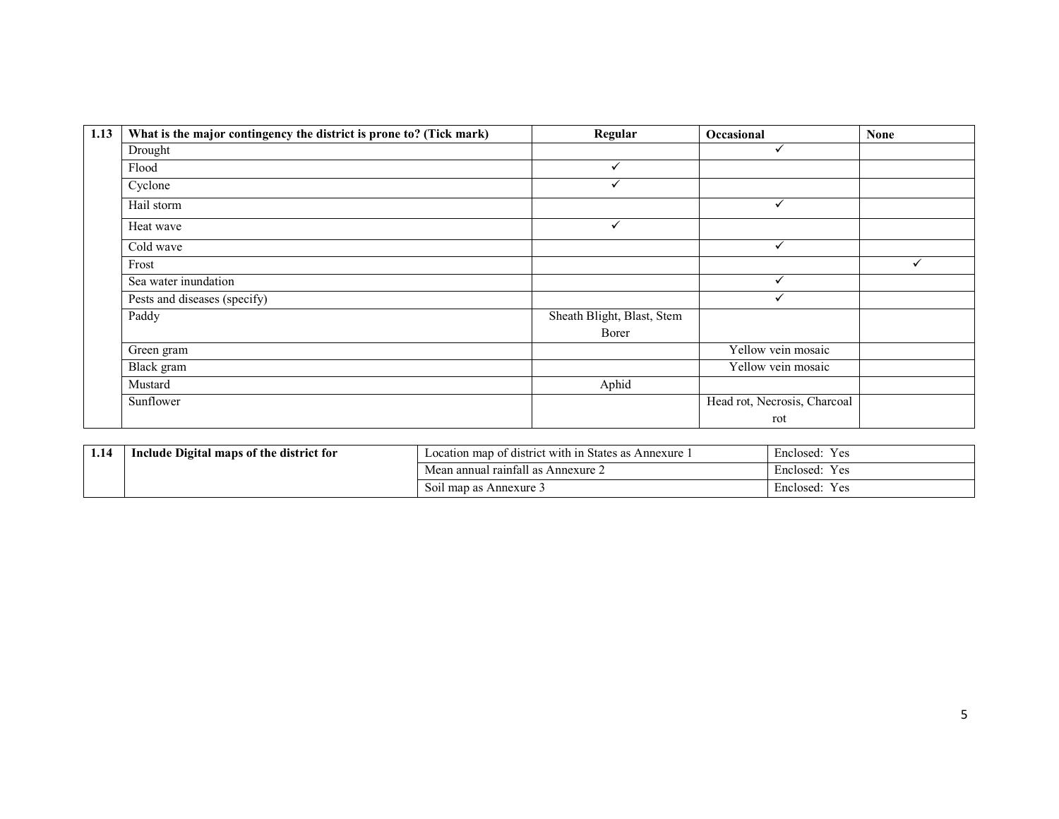| 1.13 | What is the major contingency the district is prone to? (Tick mark) | Regular | Occasional | None |
|---|---|---|---|---|
| | Drought | | ✓ | |
| | Flood | ✓ | | |
| | Cyclone | ✓ | | |
| | Hail storm | | ✓ | |
| | Heat wave | ✓ | | |
| | Cold wave | | ✓ | |
| | Frost | | | ✓ |
| | Sea water inundation | | ✓ | |
| | Pests and diseases (specify) | | ✓ | |
| | Paddy | Sheath Blight, Blast, Stem Borer | | |
| | Green gram | | Yellow vein mosaic | |
| | Black gram | | Yellow vein mosaic | |
| | Mustard | Aphid | | |
| | Sunflower | | Head rot, Necrosis, Charcoal rot | |

| 1.14 | Include Digital maps of the district for | Location map of district with in States as Annexure 1 | Enclosed: Yes |
|---|---|---|---|
| | | Mean annual rainfall as Annexure 2 | Enclosed: Yes |
| | | Soil map as Annexure 3 | Enclosed: Yes |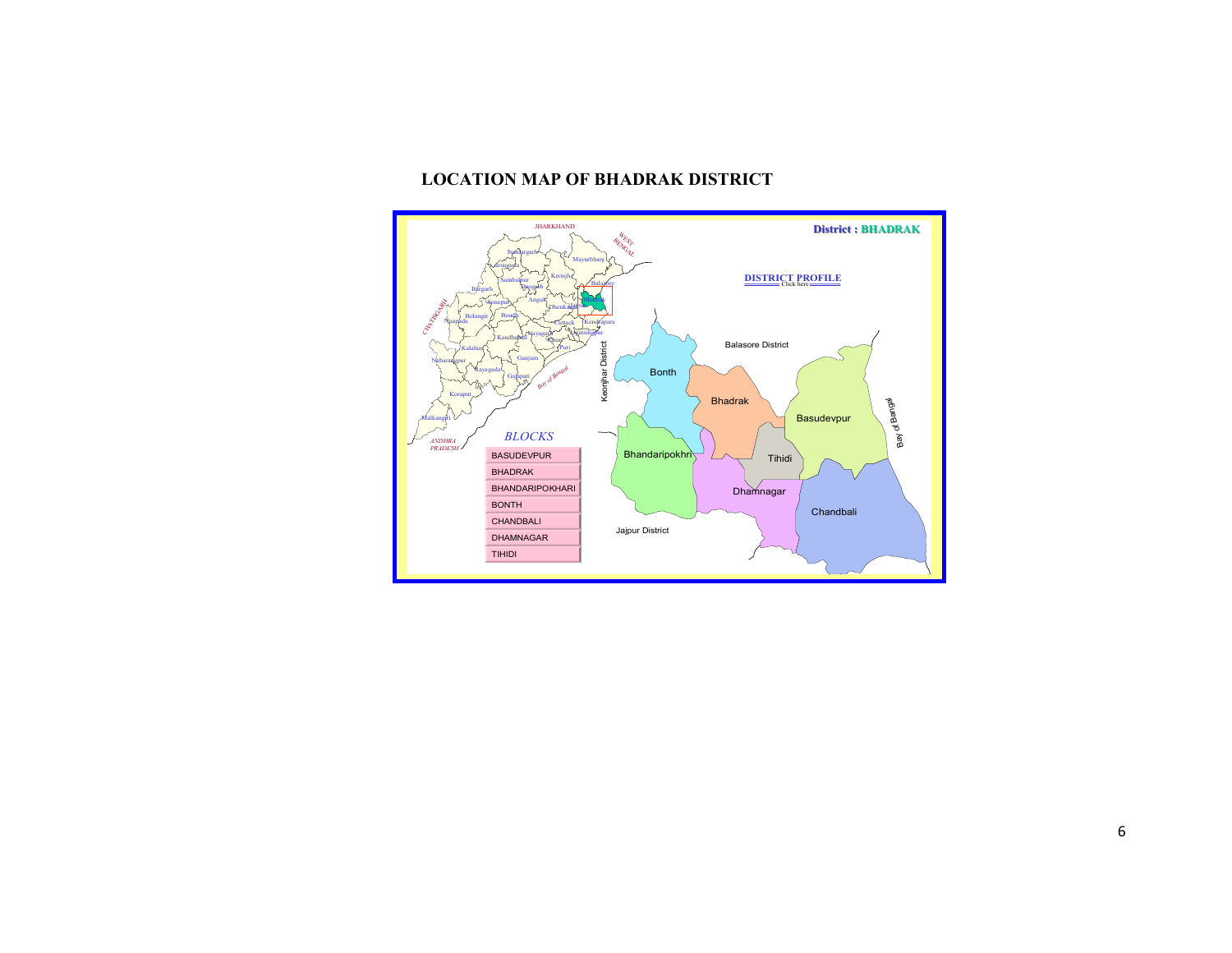# LOCATION MAP OF BHADRAK DISTRICT

District : BHADRAK

DISTRICT PROFILE
Click here

JHARKHAND

WEST BENGAL

CHATTISGARH

ANDHRA PRADESH

Bay of Bengal

Sundargarh, Jharsuguda, Mayurbhanj, Sambalpur, Keonjhar, Balasore, Deogarh, Bargarh, Angul, Sonepur, Dhenkanal, Bhadrak, Bolangir, Boudh, Nuapada, Cuttack, Kendrapara, Kandhamal, Nayagarh, Jagatsinghpur, Khurda, Puri, Kalahandi, Nabarangapur, Ganjam, Rayagada, Gajapati, Koraput, Malkangiri

Balasore District

Keonjhar District

Jajpur District

Bonth, Bhadrak, Basudevpur, Bhandaripokhri, Tihidi, Dhamnagar, Chandbali

*BLOCKS*

- BASUDEVPUR
- BHADRAK
- BHANDARIPOKHARI
- BONTH
- CHANDBALI
- DHAMNAGAR
- TIHIDI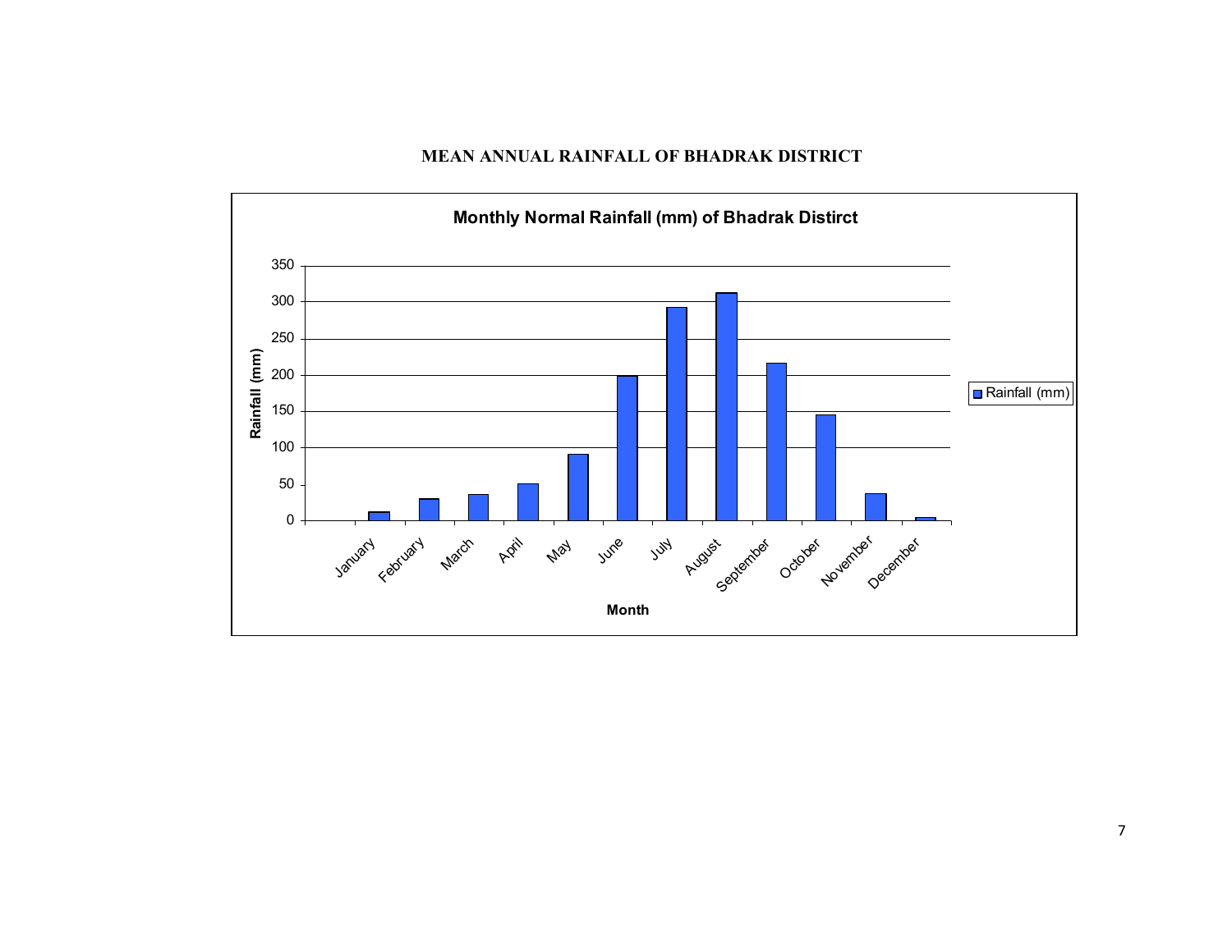# MEAN ANNUAL RAINFALL OF BHADRAK DISTRICT

**Monthly Normal Rainfall (mm) of Bhadrak Distirct**

Rainfall (mm)

350
300
250
200
150
100
50
0

January February March April May June July August September October November December

Month

Rainfall (mm)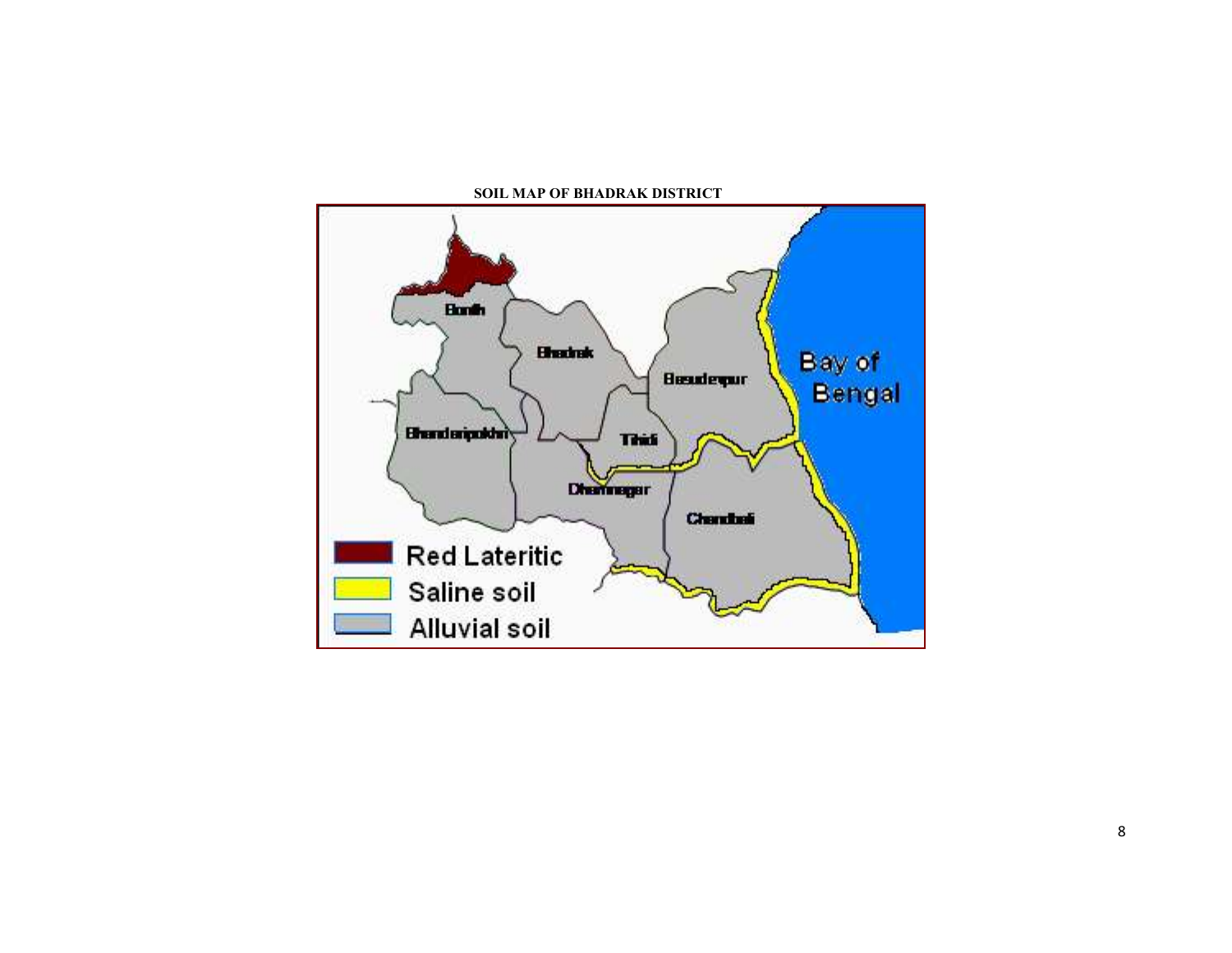**SOIL MAP OF BHADRAK DISTRICT**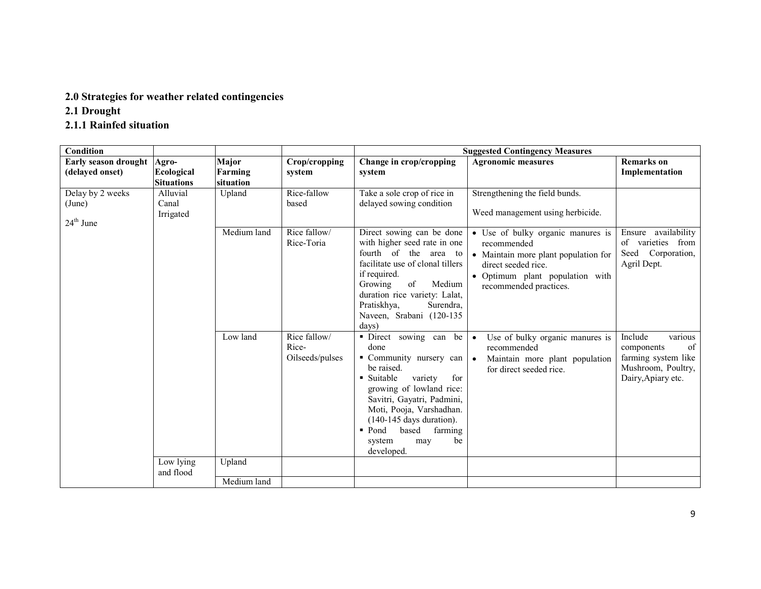## 2.0 Strategies for weather related contingencies

### 2.1 Drought

#### 2.1.1 Rainfed situation

| Condition | | | | Suggested Contingency Measures | | |
|---|---|---|---|---|---|---|
| **Early season drought (delayed onset)** | **Agro-Ecological Situations** | **Major Farming situation** | **Crop/cropping system** | **Change in crop/cropping system** | **Agronomic measures** | **Remarks on Implementation** |
| Delay by 2 weeks (June)<br><br>24[th] June | Alluvial Canal Irrigated | Upland | Rice-fallow based | Take a sole crop of rice in delayed sowing condition | Strengthening the field bunds.<br><br>Weed management using herbicide. | |
| | | Medium land | Rice fallow/ Rice-Toria | Direct sowing can be done with higher seed rate in one fourth of the area to facilitate use of clonal tillers if required.<br>Growing of Medium duration rice variety: Lalat, Pratiskhya, Surendra, Naveen, Srabani (120-135 days) | • Use of bulky organic manures is recommended<br>• Maintain more plant population for direct seeded rice.<br>• Optimum plant population with recommended practices. | Ensure availability of varieties from Seed Corporation, Agril Dept. |
| | | Low land | Rice fallow/ Rice-Oilseeds/pulses | ▪ Direct sowing can be done<br>▪ Community nursery can be raised.<br>▪ Suitable variety for growing of lowland rice: Savitri, Gayatri, Padmini, Moti, Pooja, Varshadhan. (140-145 days duration).<br>▪ Pond based farming system may be developed. | • Use of bulky organic manures is recommended<br>• Maintain more plant population for direct seeded rice. | Include various components of farming system like Mushroom, Poultry, Dairy,Apiary etc. |
| | Low lying and flood | Upland | | | | |
| | | Medium land | | | | |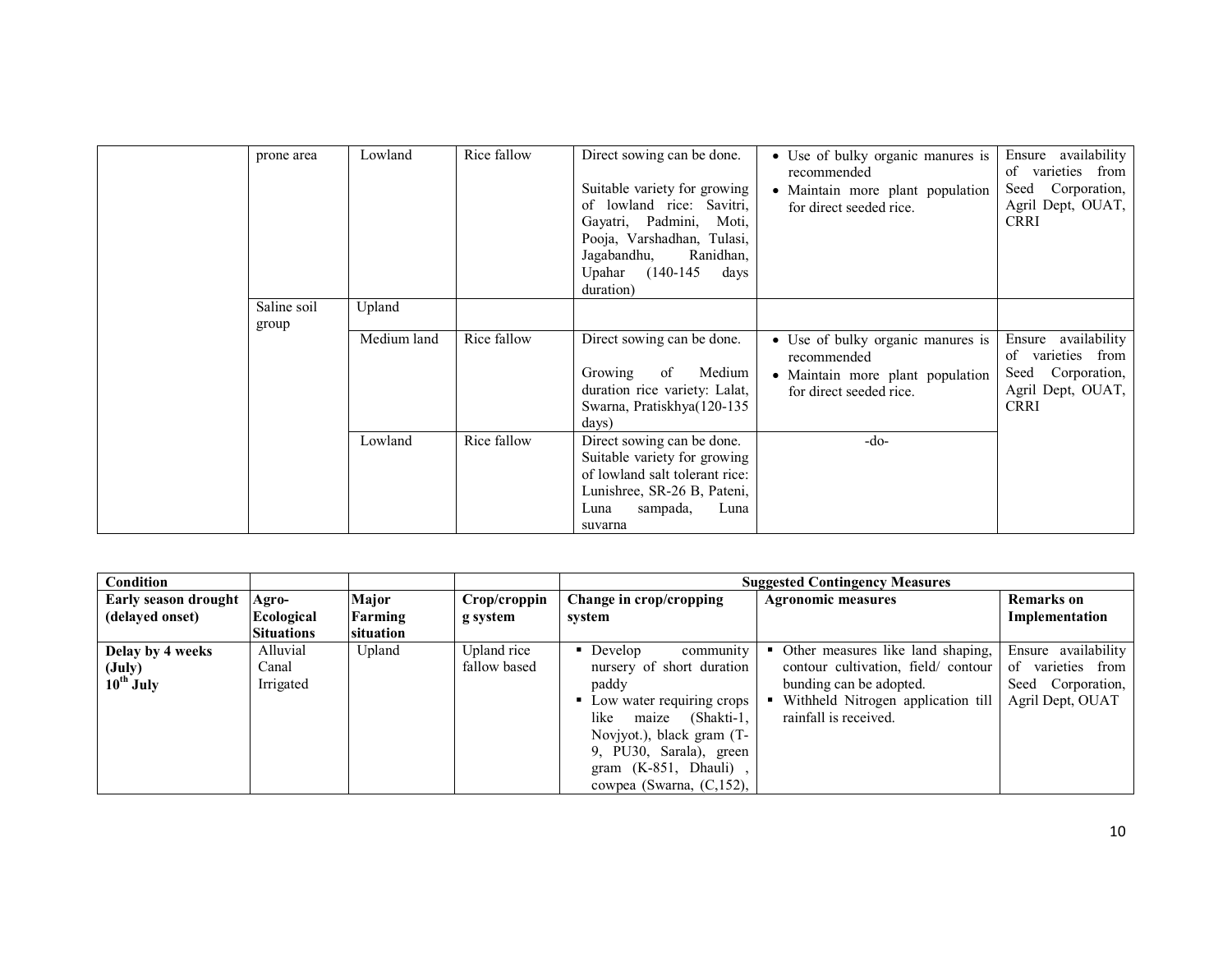| | prone area | Lowland | Rice fallow | Direct sowing can be done.<br><br>Suitable variety for growing of lowland rice: Savitri, Gayatri, Padmini, Moti, Pooja, Varshadhan, Tulasi, Jagabandhu, Ranidhan, Upahar (140-145 days duration) | • Use of bulky organic manures is recommended<br>• Maintain more plant population for direct seeded rice. | Ensure availability of varieties from Seed Corporation, Agril Dept, OUAT, CRRI |
|---|---|---|---|---|---|---|
| | Saline soil group | Upland | | | | |
| | | Medium land | Rice fallow | Direct sowing can be done.<br><br>Growing of Medium duration rice variety: Lalat, Swarna, Pratiskhya(120-135 days) | • Use of bulky organic manures is recommended<br>• Maintain more plant population for direct seeded rice. | Ensure availability of varieties from Seed Corporation, Agril Dept, OUAT, CRRI |
| | | Lowland | Rice fallow | Direct sowing can be done. Suitable variety for growing of lowland salt tolerant rice: Lunishree, SR-26 B, Pateni, Luna sampada, Luna suvarna | -do- | |

| **Condition** | | | | **Suggested Contingency Measures** | | |
|---|---|---|---|---|---|---|
| **Early season drought (delayed onset)** | **Agro-Ecological Situations** | **Major Farming situation** | **Crop/cropping system** | **Change in crop/cropping system** | **Agronomic measures** | **Remarks on Implementation** |
| **Delay by 4 weeks (July) 10th July** | Alluvial Canal Irrigated | Upland | Upland rice fallow based | ▪ Develop community nursery of short duration paddy<br>▪ Low water requiring crops like maize (Shakti-1, Novjyot.), black gram (T-9, PU30, Sarala), green gram (K-851, Dhauli) , cowpea (Swarna, (C,152), | ▪ Other measures like land shaping, contour cultivation, field/ contour bunding can be adopted.<br>▪ Withheld Nitrogen application till rainfall is received. | Ensure availability of varieties from Seed Corporation, Agril Dept, OUAT |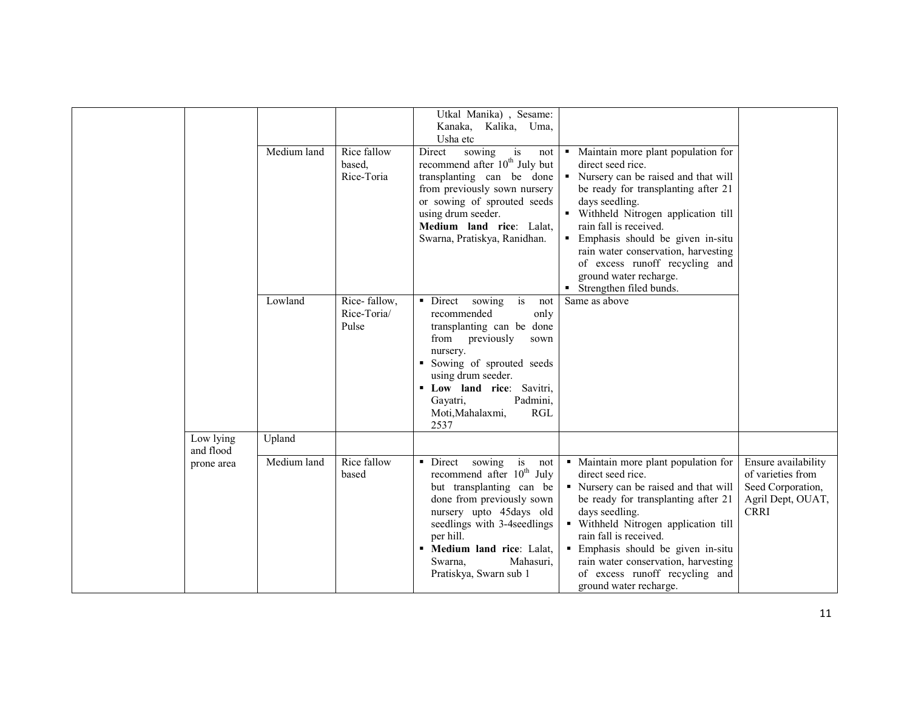| | | | | | | |
|---|---|---|---|---|---|---|
| | | | | Utkal Manika) , Sesame: Kanaka, Kalika, Uma, Usha etc | | |
| | | Medium land | Rice fallow based, Rice-Toria | Direct sowing is not recommend after 10th July but transplanting can be done from previously sown nursery or sowing of sprouted seeds using drum seeder. **Medium land rice**: Lalat, Swarna, Pratiskya, Ranidhan. | ▪ Maintain more plant population for direct seed rice. ▪ Nursery can be raised and that will be ready for transplanting after 21 days seedling. ▪ Withheld Nitrogen application till rain fall is received. ▪ Emphasis should be given in-situ rain water conservation, harvesting of excess runoff recycling and ground water recharge. ▪ Strengthen filed bunds. | |
| | | Lowland | Rice- fallow, Rice-Toria/ Pulse | ▪ Direct sowing is not recommended only transplanting can be done from previously sown nursery. ▪ Sowing of sprouted seeds using drum seeder. ▪ **Low land rice**: Savitri, Gayatri, Padmini, Moti,Mahalaxmi, RGL 2537 | Same as above | |
| | Low lying and flood prone area | Upland | | | | |
| | | Medium land | Rice fallow based | ▪ Direct sowing is not recommend after 10th July but transplanting can be done from previously sown nursery upto 45days old seedlings with 3-4seedlings per hill. ▪ **Medium land rice**: Lalat, Swarna, Mahasuri, Pratiskya, Swarn sub 1 | ▪ Maintain more plant population for direct seed rice. ▪ Nursery can be raised and that will be ready for transplanting after 21 days seedling. ▪ Withheld Nitrogen application till rain fall is received. ▪ Emphasis should be given in-situ rain water conservation, harvesting of excess runoff recycling and ground water recharge. | Ensure availability of varieties from Seed Corporation, Agril Dept, OUAT, CRRI |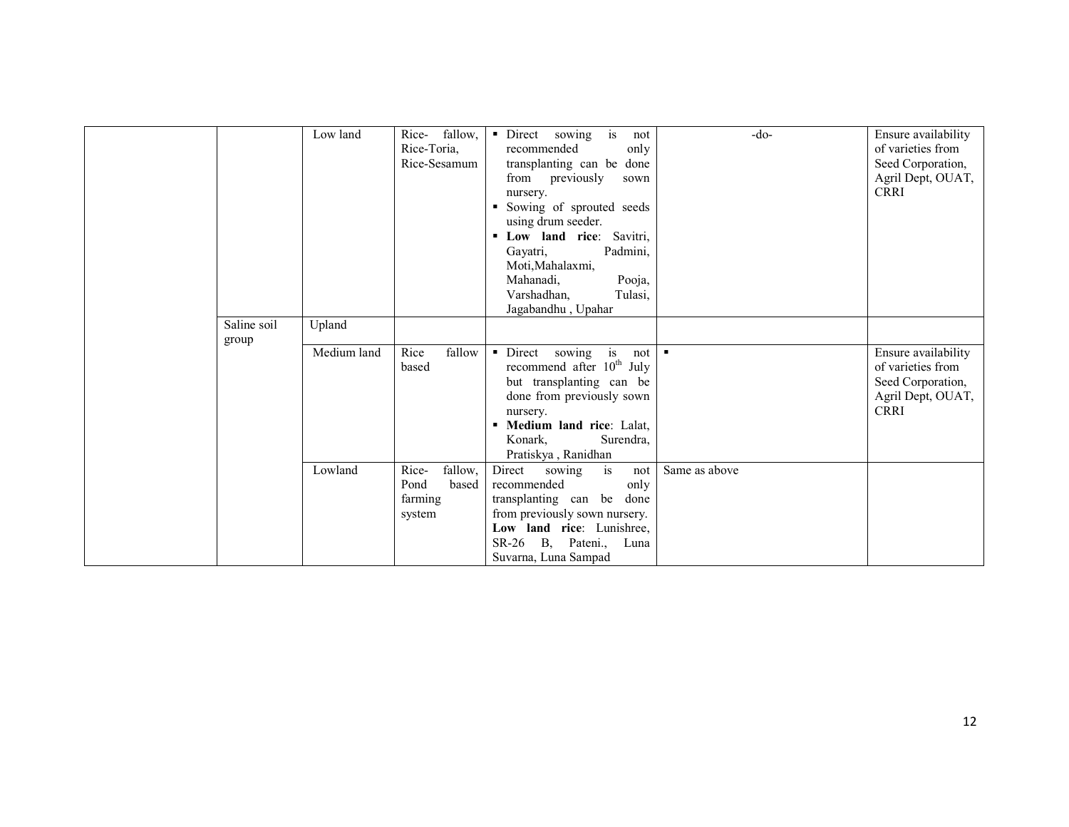| | | | | | | |
|---|---|---|---|---|---|---|
| | | Low land | Rice- fallow, Rice-Toria, Rice-Sesamum | ▪ Direct sowing is not recommended only transplanting can be done from previously sown nursery.<br>▪ Sowing of sprouted seeds using drum seeder.<br>▪ **Low land rice**: Savitri, Gayatri, Padmini, Moti,Mahalaxmi, Mahanadi, Pooja, Varshadhan, Tulasi, Jagabandhu , Upahar | -do- | Ensure availability of varieties from Seed Corporation, Agril Dept, OUAT, CRRI |
| | Saline soil group | Upland | | | | |
| | | Medium land | Rice fallow based | ▪ Direct sowing is not recommend after 10[th] July but transplanting can be done from previously sown nursery.<br>▪ **Medium land rice**: Lalat, Konark, Surendra, Pratiskya , Ranidhan | ▪ | Ensure availability of varieties from Seed Corporation, Agril Dept, OUAT, CRRI |
| | | Lowland | Rice- fallow, Pond based farming system | Direct sowing is not recommended only transplanting can be done from previously sown nursery.<br>**Low land rice**: Lunishree, SR-26 B, Pateni., Luna Suvarna, Luna Sampad | Same as above | |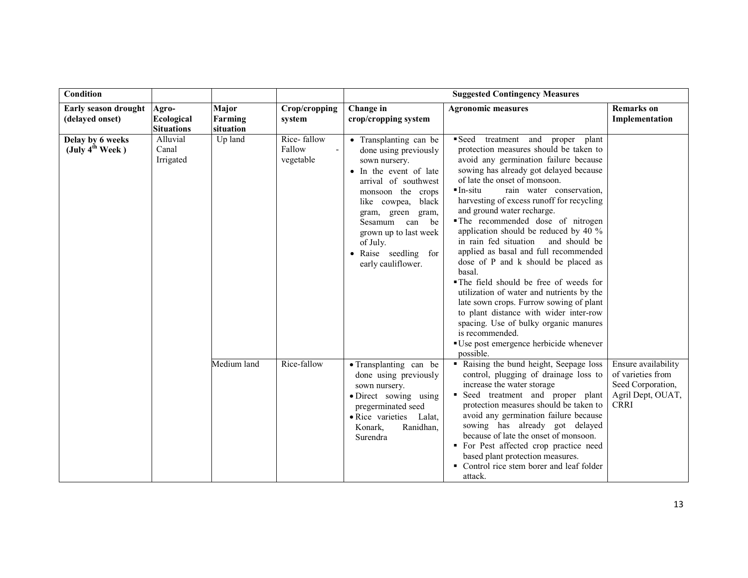| Condition | | | | Suggested Contingency Measures | | |
|---|---|---|---|---|---|---|
| **Early season drought (delayed onset)** | **Agro-Ecological Situations** | **Major Farming situation** | **Crop/cropping system** | **Change in crop/cropping system** | **Agronomic measures** | **Remarks on Implementation** |
| **Delay by 6 weeks (July 4th Week )** | Alluvial Canal Irrigated | Up land | Rice- fallow Fallow - vegetable | • Transplanting can be done using previously sown nursery. • In the event of late arrival of southwest monsoon the crops like cowpea, black gram, green gram, Sesamum can be grown up to last week of July. • Raise seedling for early cauliflower. | ▪ Seed treatment and proper plant protection measures should be taken to avoid any germination failure because sowing has already got delayed because of late the onset of monsoon. ▪ In-situ rain water conservation, harvesting of excess runoff for recycling and ground water recharge. ▪ The recommended dose of nitrogen application should be reduced by 40 % in rain fed situation and should be applied as basal and full recommended dose of P and k should be placed as basal. ▪ The field should be free of weeds for utilization of water and nutrients by the late sown crops. Furrow sowing of plant to plant distance with wider inter-row spacing. Use of bulky organic manures is recommended. ▪ Use post emergence herbicide whenever possible. | |
| | | Medium land | Rice-fallow | • Transplanting can be done using previously sown nursery. • Direct sowing using pregerminated seed • Rice varieties Lalat, Konark, Ranidhan, Surendra | ▪ Raising the bund height, Seepage loss control, plugging of drainage loss to increase the water storage ▪ Seed treatment and proper plant protection measures should be taken to avoid any germination failure because sowing has already got delayed because of late the onset of monsoon. ▪ For Pest affected crop practice need based plant protection measures. ▪ Control rice stem borer and leaf folder attack. | Ensure availability of varieties from Seed Corporation, Agril Dept, OUAT, CRRI |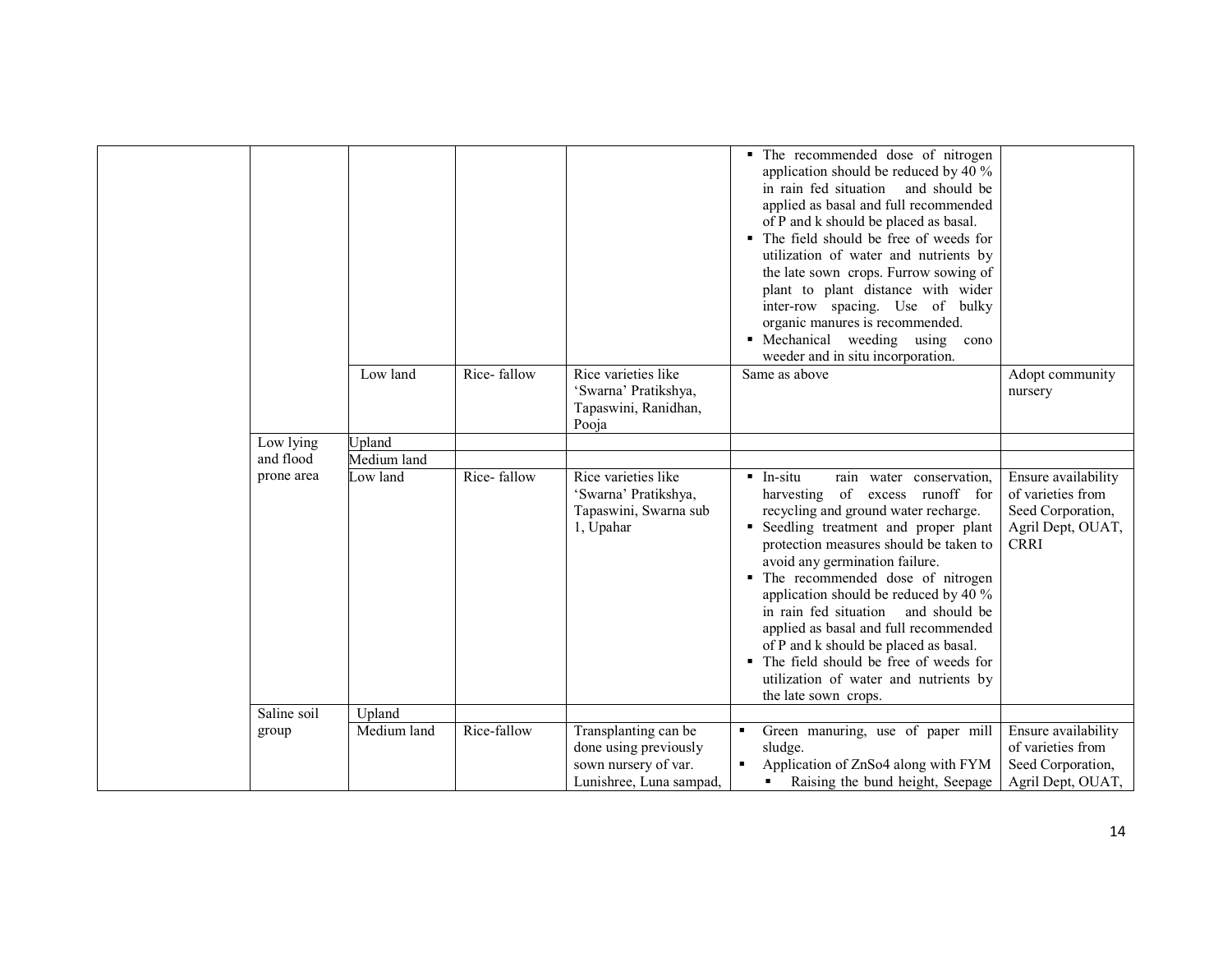| | | | | | | |
|---|---|---|---|---|---|---|
| | | | | | ▪ The recommended dose of nitrogen application should be reduced by 40 % in rain fed situation and should be applied as basal and full recommended of P and k should be placed as basal.<br>▪ The field should be free of weeds for utilization of water and nutrients by the late sown crops. Furrow sowing of plant to plant distance with wider inter-row spacing. Use of bulky organic manures is recommended.<br>▪ Mechanical weeding using cono weeder and in situ incorporation. | |
| | | Low land | Rice- fallow | Rice varieties like 'Swarna' Pratikshya, Tapaswini, Ranidhan, Pooja | Same as above | Adopt community nursery |
| | Low lying and flood prone area | Upland | | | | |
| | | Medium land | | | | |
| | | Low land | Rice- fallow | Rice varieties like 'Swarna' Pratikshya, Tapaswini, Swarna sub 1, Upahar | ▪ In-situ rain water conservation, harvesting of excess runoff for recycling and ground water recharge.<br>▪ Seedling treatment and proper plant protection measures should be taken to avoid any germination failure.<br>▪ The recommended dose of nitrogen application should be reduced by 40 % in rain fed situation and should be applied as basal and full recommended of P and k should be placed as basal.<br>▪ The field should be free of weeds for utilization of water and nutrients by the late sown crops. | Ensure availability of varieties from Seed Corporation, Agril Dept, OUAT, CRRI |
| | Saline soil group | Upland | | | | |
| | | Medium land | Rice-fallow | Transplanting can be done using previously sown nursery of var. Lunishree, Luna sampad, | ▪ Green manuring, use of paper mill sludge.<br>▪ Application of $ZnSo4$ along with FYM<br>▪ Raising the bund height, Seepage | Ensure availability of varieties from Seed Corporation, Agril Dept, OUAT, |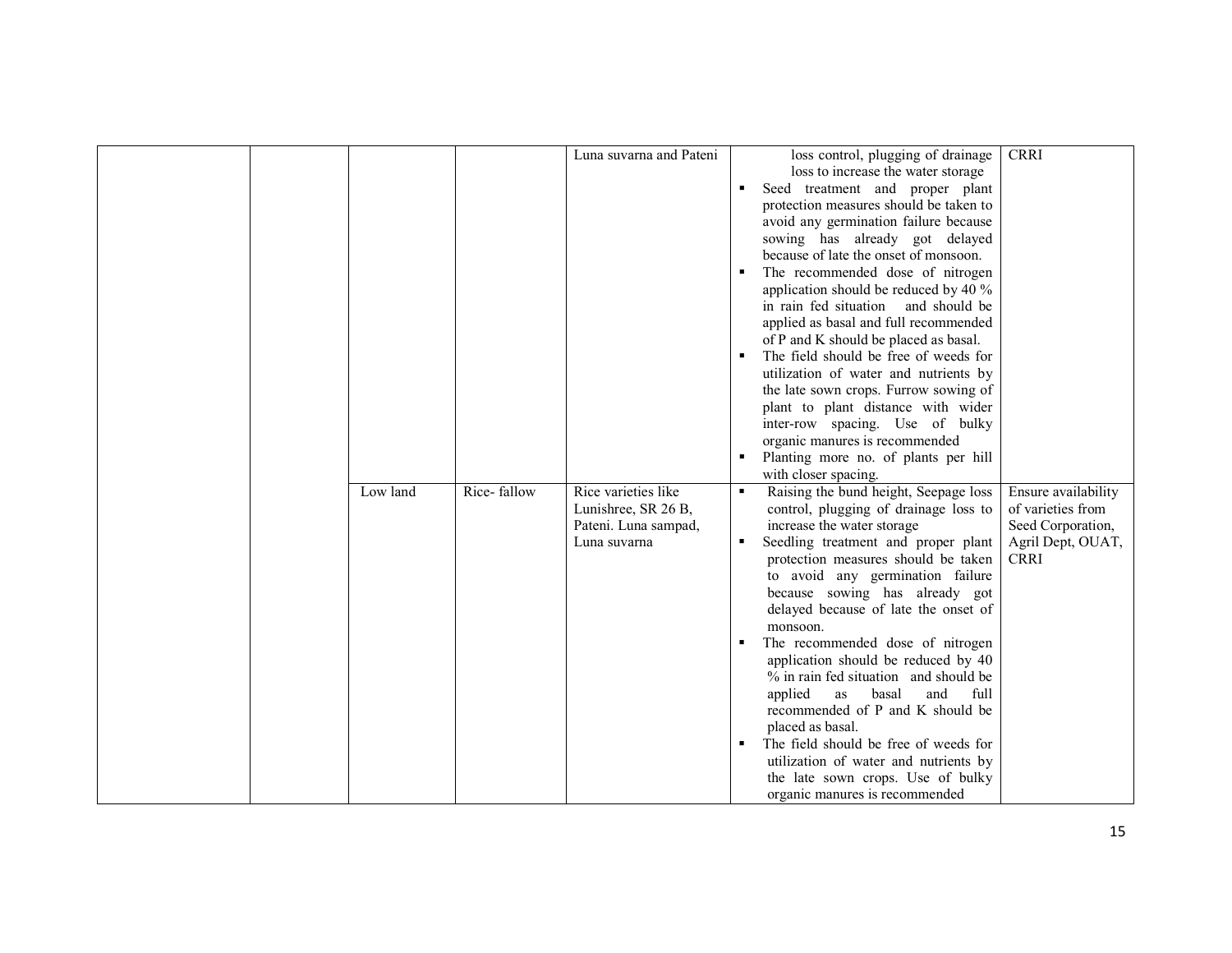| | | | | | | |
|---|---|---|---|---|---|---|
| | | | | Luna suvarna and Pateni | loss control, plugging of drainage loss to increase the water storage<br>▪ Seed treatment and proper plant protection measures should be taken to avoid any germination failure because sowing has already got delayed because of late the onset of monsoon.<br>▪ The recommended dose of nitrogen application should be reduced by 40 % in rain fed situation and should be applied as basal and full recommended of P and K should be placed as basal.<br>▪ The field should be free of weeds for utilization of water and nutrients by the late sown crops. Furrow sowing of plant to plant distance with wider inter-row spacing. Use of bulky organic manures is recommended<br>▪ Planting more no. of plants per hill with closer spacing. | CRRI |
| | | Low land | Rice- fallow | Rice varieties like Lunishree, SR 26 B, Pateni. Luna sampad, Luna suvarna | ▪ Raising the bund height, Seepage loss control, plugging of drainage loss to increase the water storage<br>▪ Seedling treatment and proper plant protection measures should be taken to avoid any germination failure because sowing has already got delayed because of late the onset of monsoon.<br>▪ The recommended dose of nitrogen application should be reduced by 40 % in rain fed situation and should be applied as basal and full recommended of P and K should be placed as basal.<br>▪ The field should be free of weeds for utilization of water and nutrients by the late sown crops. Use of bulky organic manures is recommended | Ensure availability of varieties from Seed Corporation, Agril Dept, OUAT, CRRI |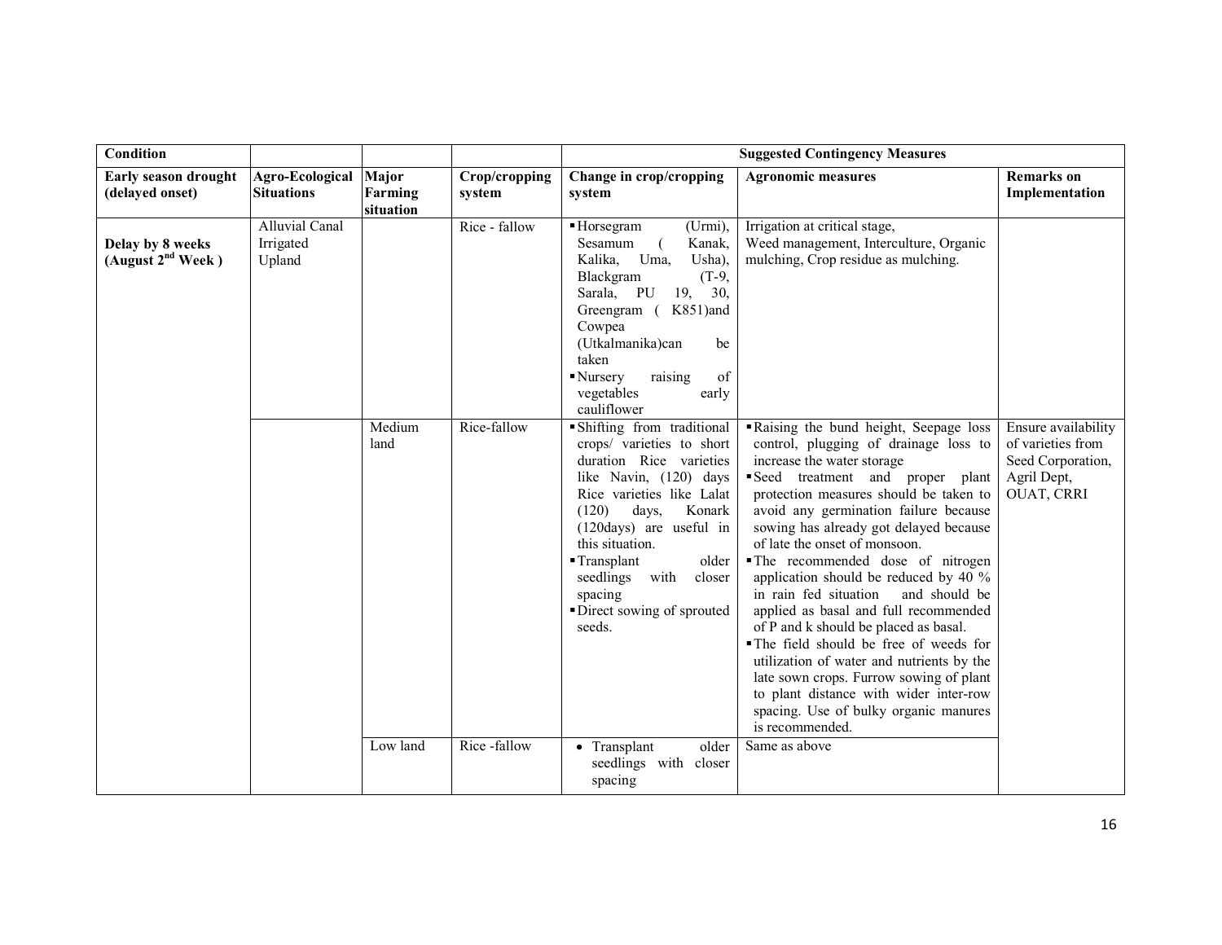| Condition | | | | Suggested Contingency Measures | | |
|---|---|---|---|---|---|---|
| **Early season drought (delayed onset)** | **Agro-Ecological Situations** | **Major Farming situation** | **Crop/cropping system** | **Change in crop/cropping system** | **Agronomic measures** | **Remarks on Implementation** |
| **Delay by 8 weeks (August 2nd Week )** | Alluvial Canal Irrigated Upland | | Rice - fallow | ▪ Horsegram (Urmi), Sesamum ( Kanak, Kalika, Uma, Usha), Blackgram (T-9, Sarala, PU 19, 30, Greengram ( K851)and Cowpea (Utkalmanika)can be taken<br>▪ Nursery raising of vegetables early cauliflower | Irrigation at critical stage, Weed management, Interculture, Organic mulching, Crop residue as mulching. | |
| | | Medium land | Rice-fallow | ▪ Shifting from traditional crops/ varieties to short duration Rice varieties like Navin, (120) days Rice varieties like Lalat (120) days, Konark (120days) are useful in this situation.<br>▪ Transplant older seedlings with closer spacing<br>▪ Direct sowing of sprouted seeds. | ▪ Raising the bund height, Seepage loss control, plugging of drainage loss to increase the water storage<br>▪ Seed treatment and proper plant protection measures should be taken to avoid any germination failure because sowing has already got delayed because of late the onset of monsoon.<br>▪ The recommended dose of nitrogen application should be reduced by 40 % in rain fed situation and should be applied as basal and full recommended of P and k should be placed as basal.<br>▪ The field should be free of weeds for utilization of water and nutrients by the late sown crops. Furrow sowing of plant to plant distance with wider inter-row spacing. Use of bulky organic manures is recommended. | Ensure availability of varieties from Seed Corporation, Agril Dept, OUAT, CRRI |
| | | Low land | Rice -fallow | • Transplant older seedlings with closer spacing | Same as above | |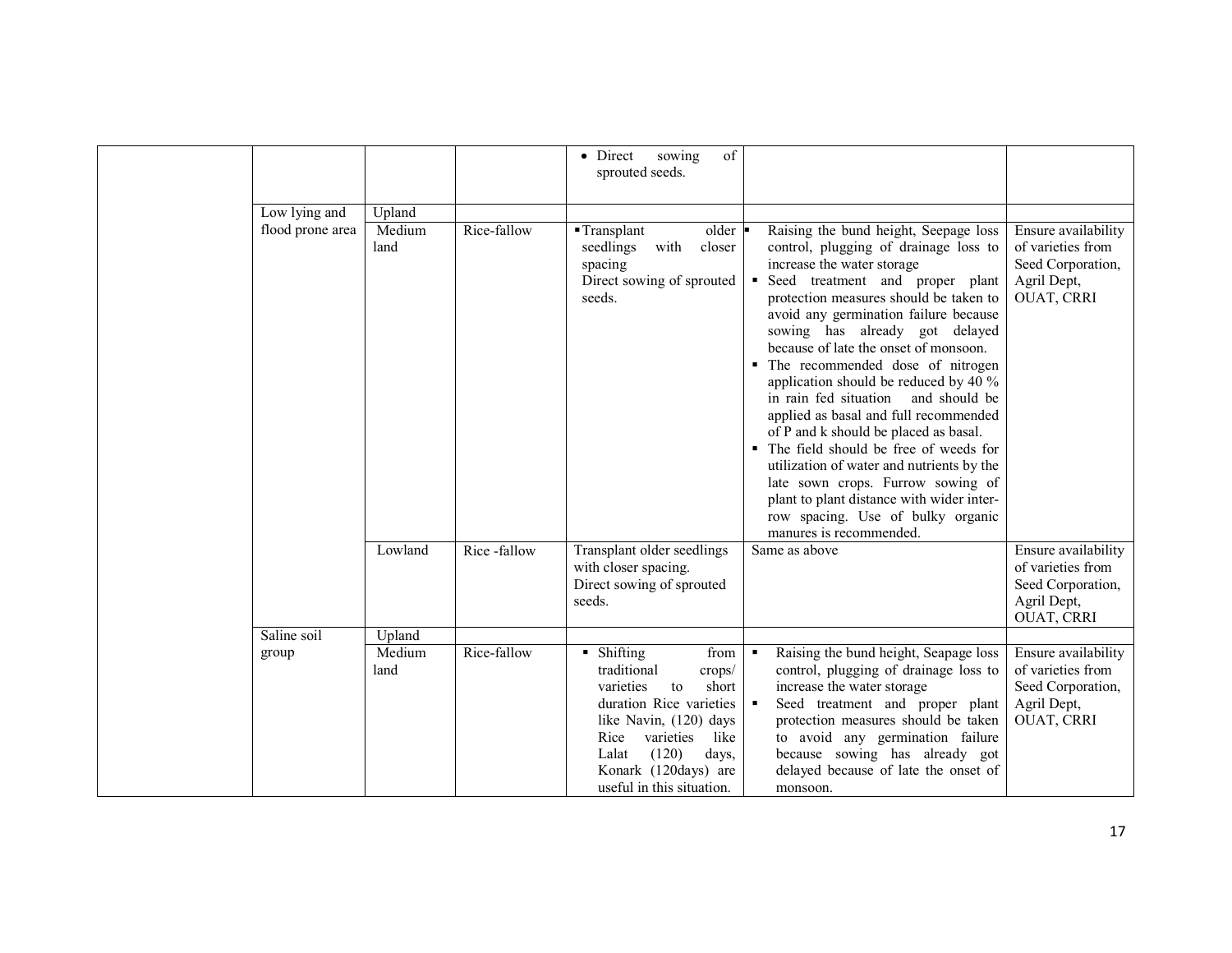| | | | | | | |
|---|---|---|---|---|---|---|
| | | | | • Direct sowing of sprouted seeds. | | |
| | Low lying and flood prone area | Upland | | | | |
| | | Medium land | Rice-fallow | ▪ Transplant older seedlings with closer spacing<br>Direct sowing of sprouted seeds. | ▪ Raising the bund height, Seepage loss control, plugging of drainage loss to increase the water storage<br>▪ Seed treatment and proper plant protection measures should be taken to avoid any germination failure because sowing has already got delayed because of late the onset of monsoon.<br>▪ The recommended dose of nitrogen application should be reduced by 40 % in rain fed situation and should be applied as basal and full recommended of P and k should be placed as basal.<br>▪ The field should be free of weeds for utilization of water and nutrients by the late sown crops. Furrow sowing of plant to plant distance with wider inter-row spacing. Use of bulky organic manures is recommended. | Ensure availability of varieties from Seed Corporation, Agril Dept, OUAT, CRRI |
| | | Lowland | Rice -fallow | Transplant older seedlings with closer spacing.<br>Direct sowing of sprouted seeds. | Same as above | Ensure availability of varieties from Seed Corporation, Agril Dept, OUAT, CRRI |
| | Saline soil group | Upland | | | | |
| | | Medium land | Rice-fallow | ▪ Shifting from traditional crops/ varieties to short duration Rice varieties like Navin, (120) days Rice varieties like Lalat (120) days, Konark (120days) are useful in this situation. | ▪ Raising the bund height, Seapage loss control, plugging of drainage loss to increase the water storage<br>▪ Seed treatment and proper plant protection measures should be taken to avoid any germination failure because sowing has already got delayed because of late the onset of monsoon. | Ensure availability of varieties from Seed Corporation, Agril Dept, OUAT, CRRI |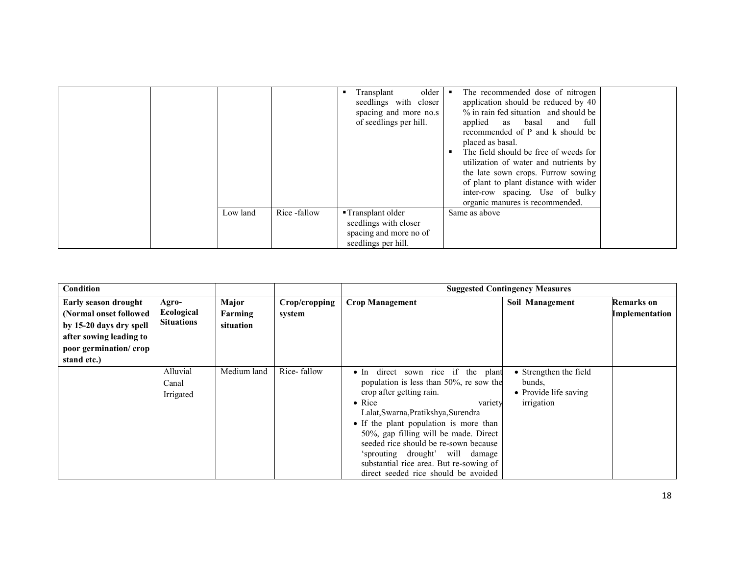| | | | | | | |
|---|---|---|---|---|---|---|
| | | | | ▪ Transplant older seedlings with closer spacing and more no.s of seedlings per hill. | ▪ The recommended dose of nitrogen application should be reduced by 40 % in rain fed situation and should be applied as basal and full recommended of P and k should be placed as basal.<br>▪ The field should be free of weeds for utilization of water and nutrients by the late sown crops. Furrow sowing of plant to plant distance with wider inter-row spacing. Use of bulky organic manures is recommended. | |
| | | Low land | Rice -fallow | ▪ Transplant older seedlings with closer spacing and more no of seedlings per hill. | Same as above | |

| Condition | | | | Suggested Contingency Measures | | |
|---|---|---|---|---|---|---|
| **Early season drought (Normal onset followed by 15-20 days dry spell after sowing leading to poor germination/ crop stand etc.)** | **Agro-Ecological Situations** | **Major Farming situation** | **Crop/cropping system** | **Crop Management** | **Soil Management** | **Remarks on Implementation** |
| | Alluvial Canal Irrigated | Medium land | Rice- fallow | • In direct sown rice if the plant population is less than 50%, re sow the crop after getting rain.<br>• Rice variety Lalat,Swarna,Pratikshya,Surendra<br>• If the plant population is more than 50%, gap filling will be made. Direct seeded rice should be re-sown because 'sprouting drought' will damage substantial rice area. But re-sowing of direct seeded rice should be avoided | • Strengthen the field bunds,<br>• Provide life saving irrigation | |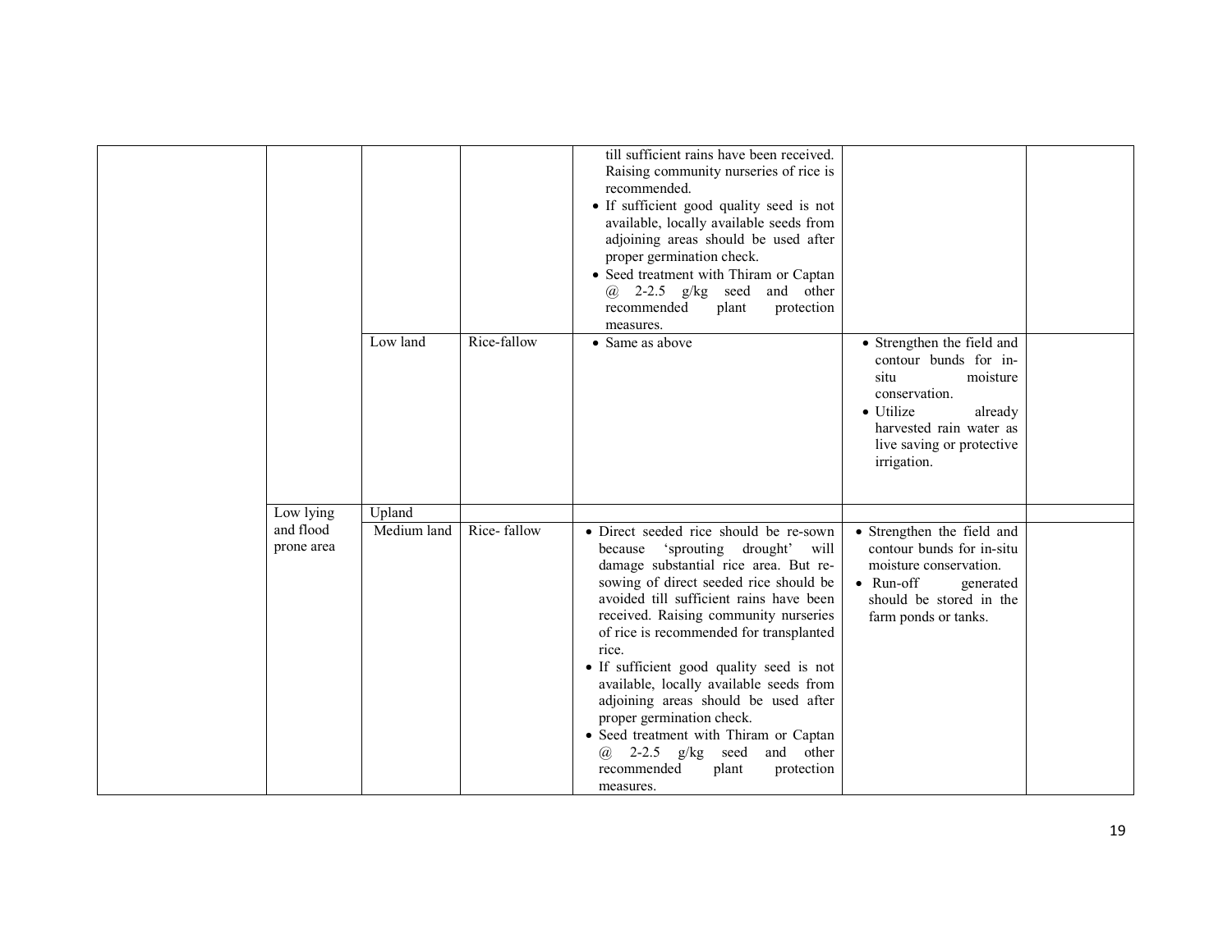| | | | | | | |
|---|---|---|---|---|---|---|
| | | | | • till sufficient rains have been received. Raising community nurseries of rice is recommended.<br>• If sufficient good quality seed is not available, locally available seeds from adjoining areas should be used after proper germination check.<br>• Seed treatment with Thiram or Captan @ 2-2.5 g/kg seed and other recommended plant protection measures. | | |
| | | Low land | Rice-fallow | • Same as above | • Strengthen the field and contour bunds for in-situ moisture conservation.<br>• Utilize already harvested rain water as live saving or protective irrigation. | |
| | Low lying and flood prone area | Upland | | | | |
| | | Medium land | Rice- fallow | • Direct seeded rice should be re-sown because 'sprouting drought' will damage substantial rice area. But re-sowing of direct seeded rice should be avoided till sufficient rains have been received. Raising community nurseries of rice is recommended for transplanted rice.<br>• If sufficient good quality seed is not available, locally available seeds from adjoining areas should be used after proper germination check.<br>• Seed treatment with Thiram or Captan @ 2-2.5 g/kg seed and other recommended plant protection measures. | • Strengthen the field and contour bunds for in-situ moisture conservation.<br>• Run-off generated should be stored in the farm ponds or tanks. | |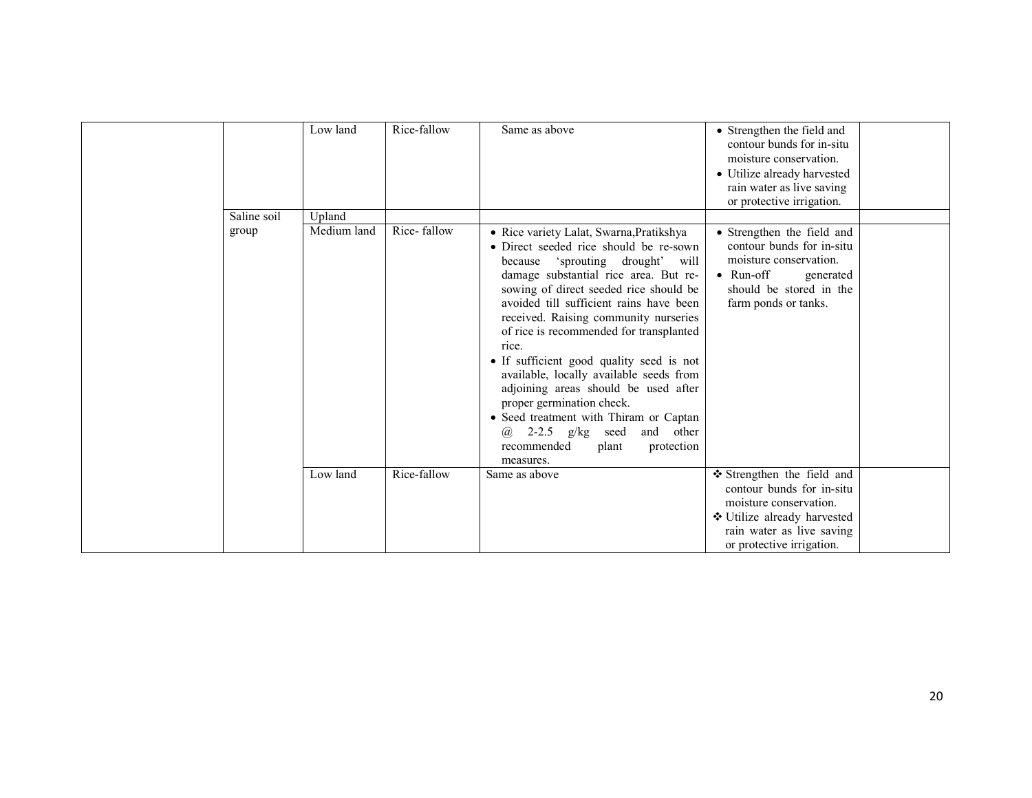| | | | | | | |
|---|---|---|---|---|---|---|
| | | Low land | Rice-fallow | Same as above | • Strengthen the field and contour bunds for in-situ moisture conservation.<br>• Utilize already harvested rain water as live saving or protective irrigation. | |
| | Saline soil group | Upland | | | | |
| | | Medium land | Rice- fallow | • Rice variety Lalat, Swarna,Pratikshya<br>• Direct seeded rice should be re-sown because 'sprouting drought' will damage substantial rice area. But re-sowing of direct seeded rice should be avoided till sufficient rains have been received. Raising community nurseries of rice is recommended for transplanted rice.<br>• If sufficient good quality seed is not available, locally available seeds from adjoining areas should be used after proper germination check.<br>• Seed treatment with Thiram or Captan @ 2-2.5 g/kg seed and other recommended plant protection measures. | • Strengthen the field and contour bunds for in-situ moisture conservation.<br>• Run-off generated should be stored in the farm ponds or tanks. | |
| | | Low land | Rice-fallow | Same as above | ❖ Strengthen the field and contour bunds for in-situ moisture conservation.<br>❖ Utilize already harvested rain water as live saving or protective irrigation. | |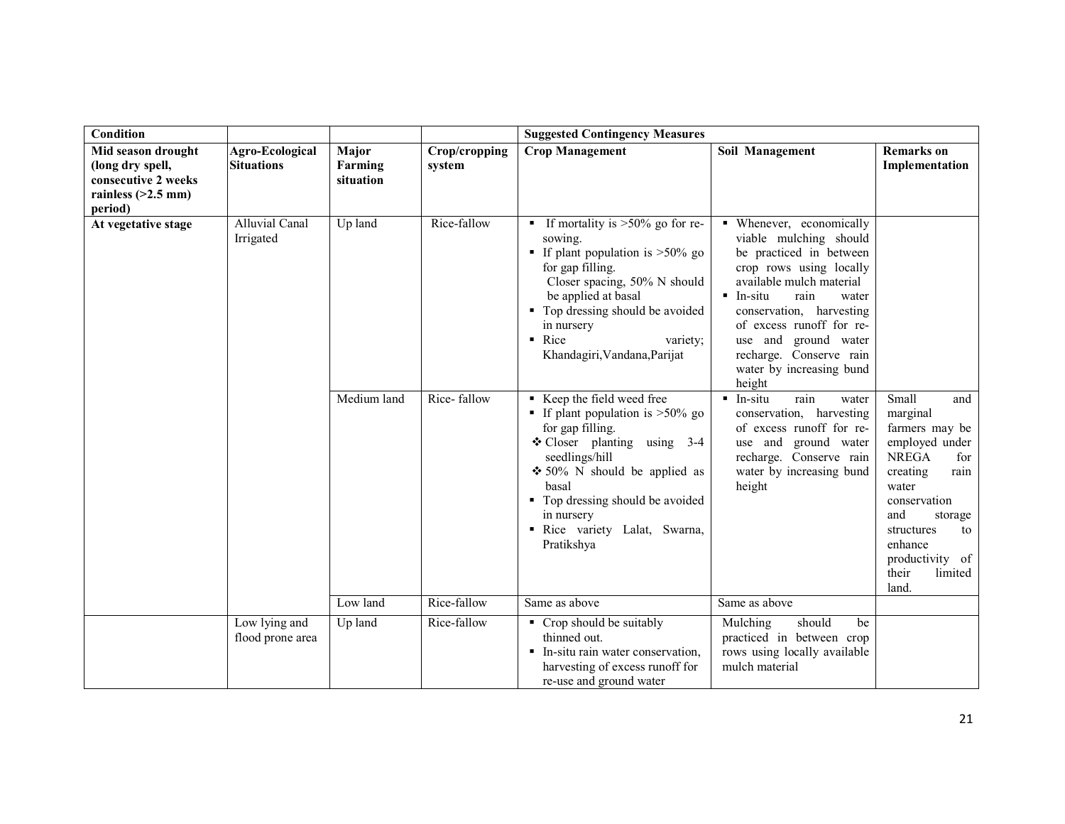| Condition | | | | Suggested Contingency Measures | | |
|---|---|---|---|---|---|---|
| **Mid season drought (long dry spell, consecutive 2 weeks rainless (>2.5 mm) period)** | **Agro-Ecological Situations** | **Major Farming situation** | **Crop/cropping system** | **Crop Management** | **Soil Management** | **Remarks on Implementation** |
| **At vegetative stage** | Alluvial Canal Irrigated | Up land | Rice-fallow | ▪ If mortality is >50% go for re-sowing.<br>▪ If plant population is >50% go for gap filling.<br>Closer spacing, 50% N should be applied at basal<br>▪ Top dressing should be avoided in nursery<br>▪ Rice variety; Khandagiri,Vandana,Parijat | ▪ Whenever, economically viable mulching should be practiced in between crop rows using locally available mulch material<br>▪ In-situ rain water conservation, harvesting of excess runoff for re-use and ground water recharge. Conserve rain water by increasing bund height | |
| | | Medium land | Rice- fallow | ▪ Keep the field weed free<br>▪ If plant population is >50% go for gap filling.<br>❖ Closer planting using 3-4 seedlings/hill<br>❖ 50% N should be applied as basal<br>▪ Top dressing should be avoided in nursery<br>▪ Rice variety Lalat, Swarna, Pratikshya | ▪ In-situ rain water conservation, harvesting of excess runoff for re-use and ground water recharge. Conserve rain water by increasing bund height | Small and marginal farmers may be employed under NREGA for creating rain water conservation and storage structures to enhance productivity of their limited land. |
| | | Low land | Rice-fallow | Same as above | Same as above | |
| | Low lying and flood prone area | Up land | Rice-fallow | ▪ Crop should be suitably thinned out.<br>▪ In-situ rain water conservation, harvesting of excess runoff for re-use and ground water | Mulching should be practiced in between crop rows using locally available mulch material | |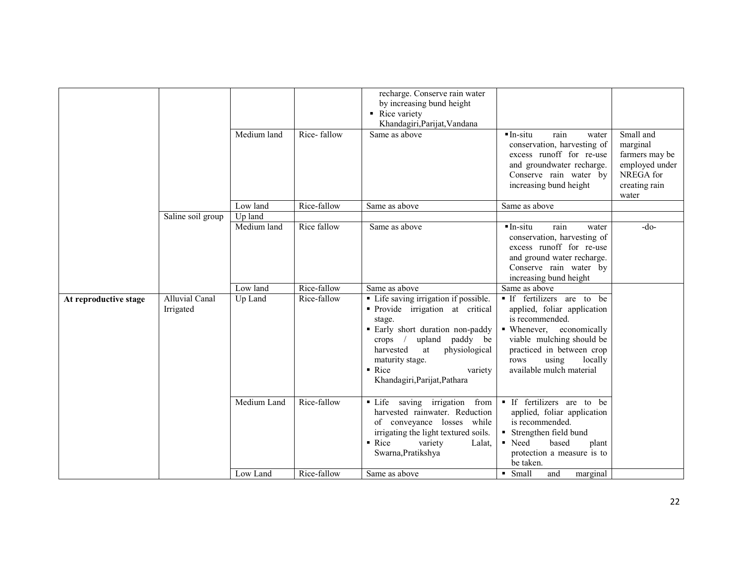| | | | | recharge. Conserve rain water by increasing bund height ▪ Rice variety Khandagiri,Parijat,Vandana | | |
|---|---|---|---|---|---|---|
| | | Medium land | Rice- fallow | Same as above | ▪In-situ rain water conservation, harvesting of excess runoff for re-use and groundwater recharge. Conserve rain water by increasing bund height | Small and marginal farmers may be employed under NREGA for creating rain water |
| | | Low land | Rice-fallow | Same as above | Same as above | |
| | Saline soil group | Up land | | | | |
| | | Medium land | Rice fallow | Same as above | ▪In-situ rain water conservation, harvesting of excess runoff for re-use and ground water recharge. Conserve rain water by increasing bund height | -do- |
| | | Low land | Rice-fallow | Same as above | Same as above | |
| **At reproductive stage** | Alluvial Canal Irrigated | Up Land | Rice-fallow | ▪ Life saving irrigation if possible. ▪ Provide irrigation at critical stage. ▪ Early short duration non-paddy crops / upland paddy be harvested at physiological maturity stage. ▪ Rice variety Khandagiri,Parijat,Pathara | ▪ If fertilizers are to be applied, foliar application is recommended. ▪ Whenever, economically viable mulching should be practiced in between crop rows using locally available mulch material | |
| | | Medium Land | Rice-fallow | ▪ Life saving irrigation from harvested rainwater. Reduction of conveyance losses while irrigating the light textured soils. ▪ Rice variety Lalat, Swarna,Pratikshya | ▪ If fertilizers are to be applied, foliar application is recommended. ▪ Strengthen field bund ▪ Need based plant protection a measure is to be taken. | |
| | | Low Land | Rice-fallow | Same as above | ▪ Small and marginal | |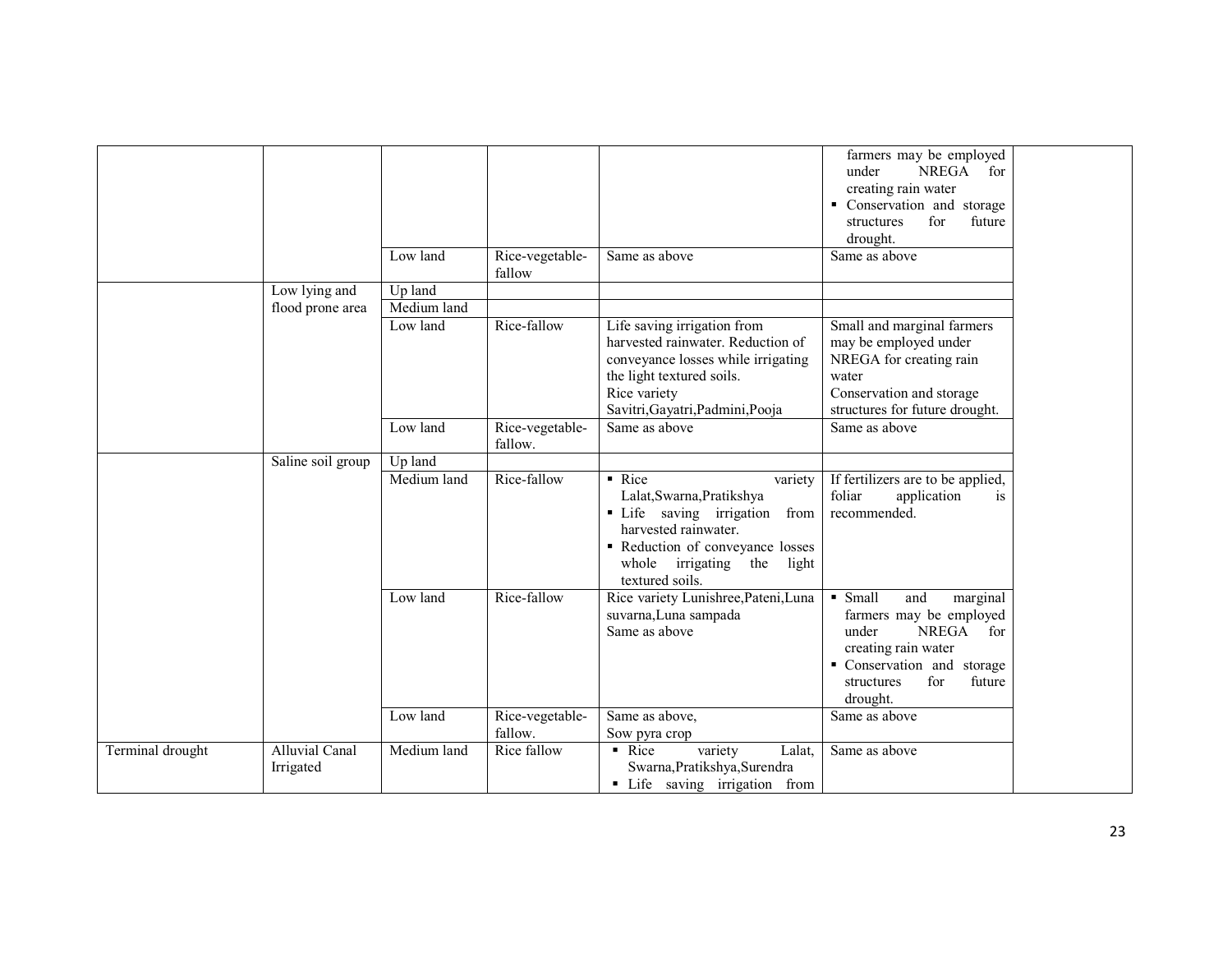|  |  |  |  |  | ▪ Small and marginal farmers may be employed under NREGA for creating rain water<br>▪ Conservation and storage structures for future drought. |  |
|---|---|---|---|---|---|---|
|  |  | Low land | Rice-vegetable-fallow | Same as above | Same as above |  |
|  | Low lying and flood prone area | Up land |  |  |  |  |
|  |  | Medium land |  |  |  |  |
|  |  | Low land | Rice-fallow | Life saving irrigation from harvested rainwater. Reduction of conveyance losses while irrigating the light textured soils.<br>Rice variety Savitri,Gayatri,Padmini,Pooja | Small and marginal farmers may be employed under NREGA for creating rain water<br>Conservation and storage structures for future drought. |  |
|  |  | Low land | Rice-vegetable-fallow. | Same as above | Same as above |  |
|  | Saline soil group | Up land |  |  |  |  |
|  |  | Medium land | Rice-fallow | ▪ Rice variety Lalat,Swarna,Pratikshya<br>▪ Life saving irrigation from harvested rainwater.<br>▪ Reduction of conveyance losses whole irrigating the light textured soils. | If fertilizers are to be applied, foliar application is recommended. |  |
|  |  | Low land | Rice-fallow | Rice variety Lunishree,Pateni,Luna suvarna,Luna sampada<br>Same as above | ▪ Small and marginal farmers may be employed under NREGA for creating rain water<br>▪ Conservation and storage structures for future drought. |  |
|  |  | Low land | Rice-vegetable-fallow. | Same as above,<br>Sow pyra crop | Same as above |  |
| Terminal drought | Alluvial Canal Irrigated | Medium land | Rice fallow | ▪ Rice variety Lalat, Swarna,Pratikshya,Surendra<br>▪ Life saving irrigation from | Same as above |  |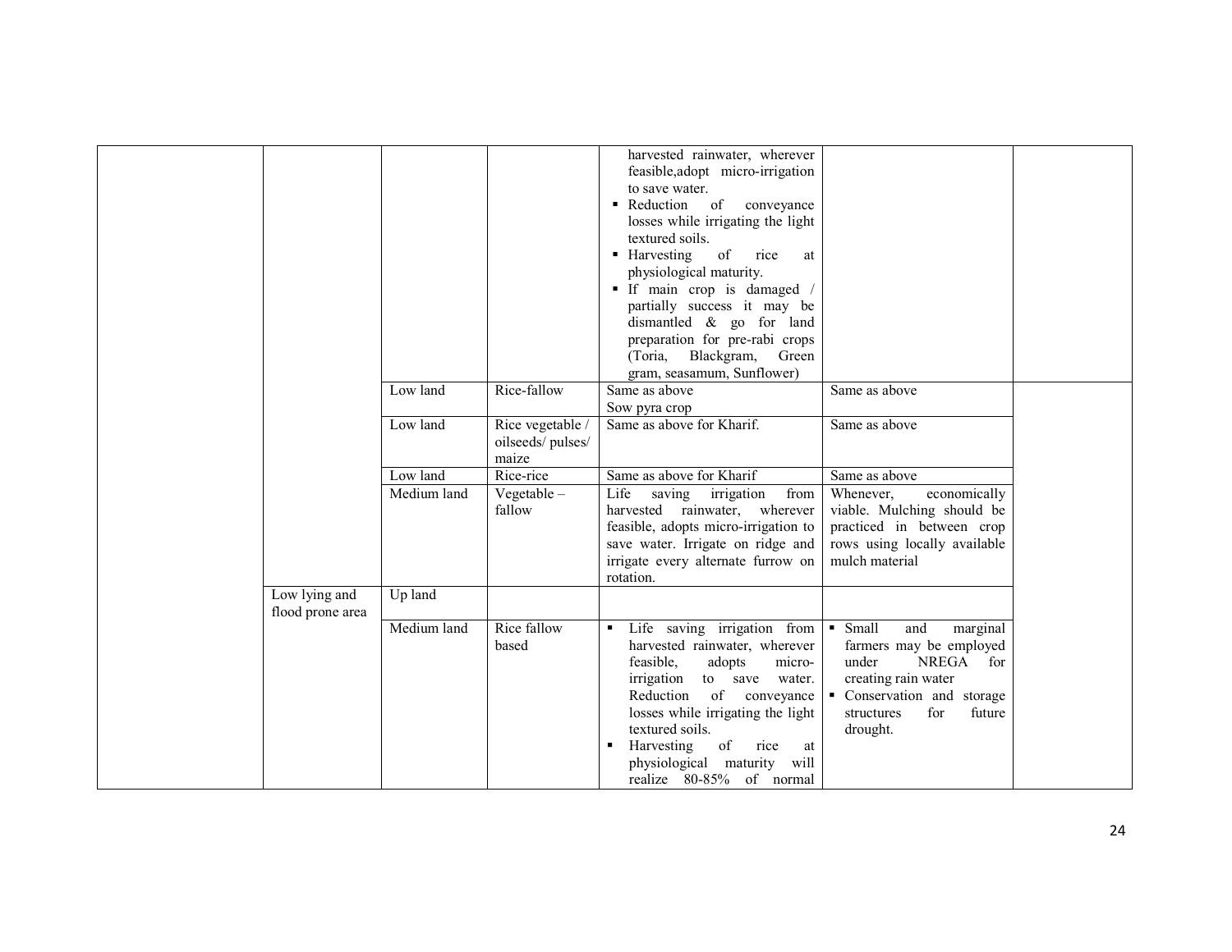| | | | | | | |
|---|---|---|---|---|---|---|
| | | | | ▪ harvested rainwater, wherever feasible,adopt micro-irrigation to save water.<br>▪ Reduction of conveyance losses while irrigating the light textured soils.<br>▪ Harvesting of rice at physiological maturity.<br>▪ If main crop is damaged / partially success it may be dismantled & go for land preparation for pre-rabi crops (Toria, Blackgram, Green gram, seasamum, Sunflower) | | |
| | | Low land | Rice-fallow | Same as above<br>Sow pyra crop | Same as above | |
| | | Low land | Rice vegetable / oilseeds/ pulses/ maize | Same as above for Kharif. | Same as above | |
| | | Low land | Rice-rice | Same as above for Kharif | Same as above | |
| | | Medium land | Vegetable – fallow | Life saving irrigation from harvested rainwater, wherever feasible, adopts micro-irrigation to save water. Irrigate on ridge and irrigate every alternate furrow on rotation. | Whenever, economically viable. Mulching should be practiced in between crop rows using locally available mulch material | |
| | Low lying and flood prone area | Up land | | | | |
| | | Medium land | Rice fallow based | ▪ Life saving irrigation from harvested rainwater, wherever feasible, adopts micro-irrigation to save water. Reduction of conveyance losses while irrigating the light textured soils.<br>▪ Harvesting of rice at physiological maturity will realize 80-85% of normal | ▪ Small and marginal farmers may be employed under NREGA for creating rain water<br>▪ Conservation and storage structures for future drought. | |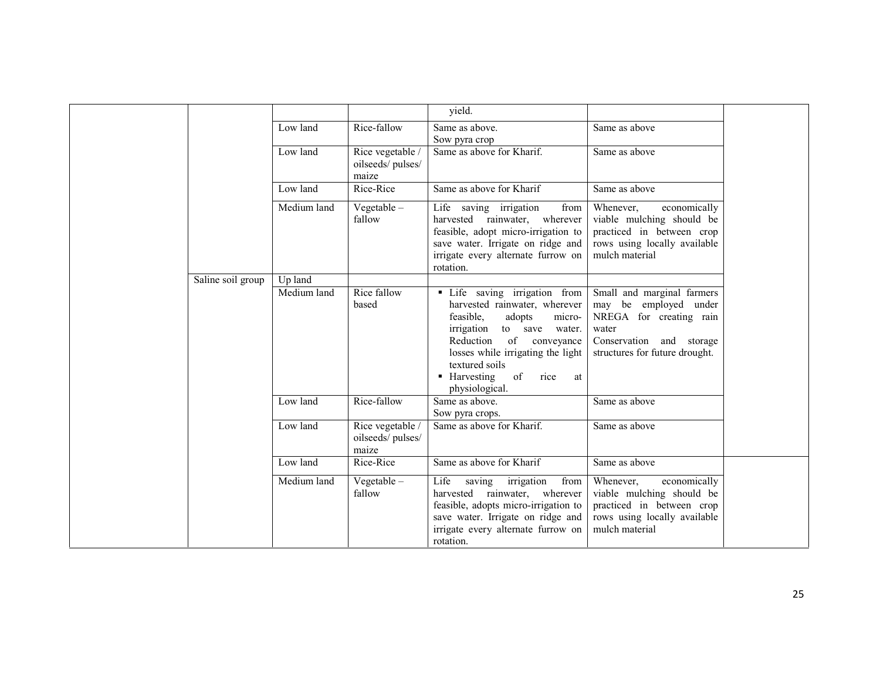| | | | | | | |
|---|---|---|---|---|---|---|
| | | | | yield. | | |
| | | Low land | Rice-fallow | Same as above. Sow pyra crop | Same as above | |
| | | Low land | Rice vegetable / oilseeds/ pulses/ maize | Same as above for Kharif. | Same as above | |
| | | Low land | Rice-Rice | Same as above for Kharif | Same as above | |
| | | Medium land | Vegetable – fallow | Life saving irrigation from harvested rainwater, wherever feasible, adopt micro-irrigation to save water. Irrigate on ridge and irrigate every alternate furrow on rotation. | Whenever, economically viable mulching should be practiced in between crop rows using locally available mulch material | |
| | Saline soil group | Up land | | | | |
| | | Medium land | Rice fallow based | ▪ Life saving irrigation from harvested rainwater, wherever feasible, adopts micro-irrigation to save water. Reduction of conveyance losses while irrigating the light textured soils<br>▪ Harvesting of rice at physiological. | Small and marginal farmers may be employed under NREGA for creating rain water Conservation and storage structures for future drought. | |
| | | Low land | Rice-fallow | Same as above. Sow pyra crops. | Same as above | |
| | | Low land | Rice vegetable / oilseeds/ pulses/ maize | Same as above for Kharif. | Same as above | |
| | | Low land | Rice-Rice | Same as above for Kharif | Same as above | |
| | | Medium land | Vegetable – fallow | Life saving irrigation from harvested rainwater, wherever feasible, adopts micro-irrigation to save water. Irrigate on ridge and irrigate every alternate furrow on rotation. | Whenever, economically viable mulching should be practiced in between crop rows using locally available mulch material | |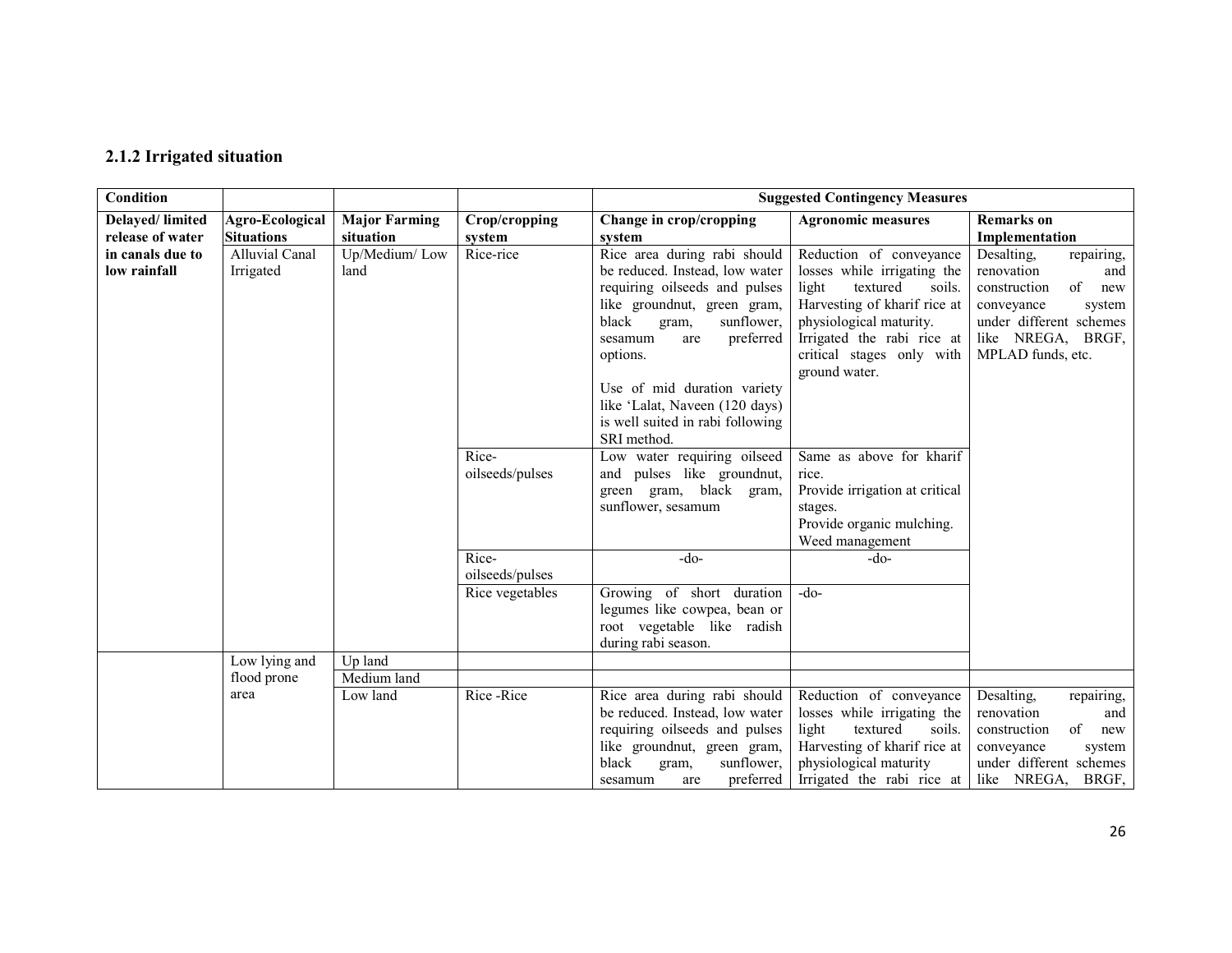### 2.1.2 Irrigated situation

| Condition | | | | Suggested Contingency Measures | | |
|---|---|---|---|---|---|---|
| **Delayed/ limited release of water in canals due to low rainfall** | **Agro-Ecological Situations** | **Major Farming situation** | **Crop/cropping system** | **Change in crop/cropping system** | **Agronomic measures** | **Remarks on Implementation** |
| | Alluvial Canal Irrigated | Up/Medium/ Low land | Rice-rice | Rice area during rabi should be reduced. Instead, low water requiring oilseeds and pulses like groundnut, green gram, black gram, sunflower, sesamum are preferred options.<br><br>Use of mid duration variety like 'Lalat, Naveen (120 days) is well suited in rabi following SRI method. | Reduction of conveyance losses while irrigating the light textured soils. Harvesting of kharif rice at physiological maturity. Irrigated the rabi rice at critical stages only with ground water. | Desalting, repairing, renovation and construction of new conveyance system under different schemes like NREGA, BRGF, MPLAD funds, etc. |
| | | | Rice-oilseeds/pulses | Low water requiring oilseed and pulses like groundnut, green gram, black gram, sunflower, sesamum | Same as above for kharif rice.<br>Provide irrigation at critical stages.<br>Provide organic mulching.<br>Weed management | |
| | | | Rice-oilseeds/pulses | -do- | -do- | |
| | | | Rice vegetables | Growing of short duration legumes like cowpea, bean or root vegetable like radish during rabi season. | -do- | |
| | Low lying and flood prone area | Up land | | | | |
| | | Medium land | | | | |
| | | Low land | Rice -Rice | Rice area during rabi should be reduced. Instead, low water requiring oilseeds and pulses like groundnut, green gram, black gram, sunflower, sesamum are preferred | Reduction of conveyance losses while irrigating the light textured soils. Harvesting of kharif rice at physiological maturity Irrigated the rabi rice at | Desalting, repairing, renovation and construction of new conveyance system under different schemes like NREGA, BRGF, |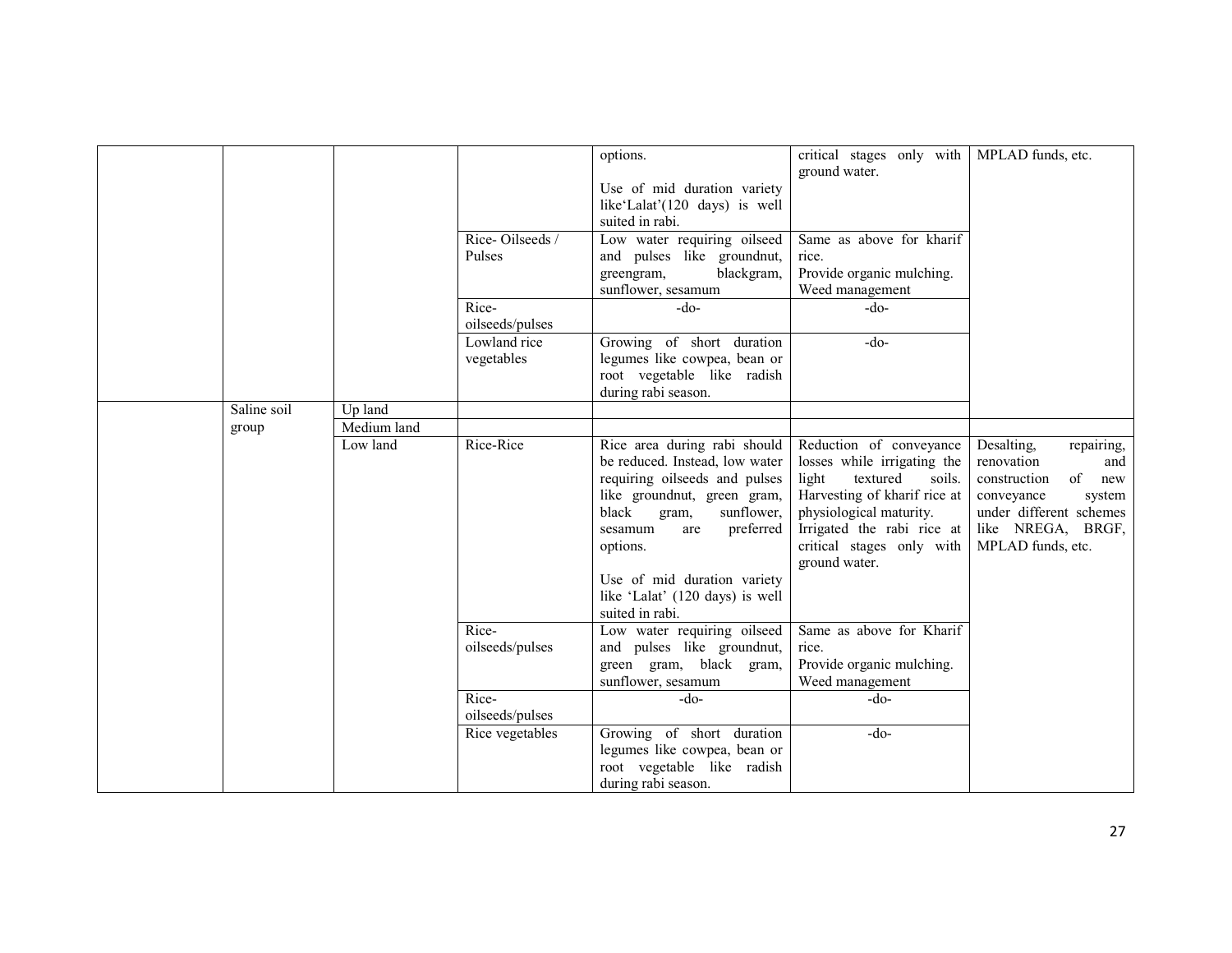| | | | | options.<br><br>Use of mid duration variety like'Lalat'(120 days) is well suited in rabi. | critical stages only with ground water. | MPLAD funds, etc. |
|---|---|---|---|---|---|---|
| | | | Rice- Oilseeds / Pulses | Low water requiring oilseed and pulses like groundnut, greengram, blackgram, sunflower, sesamum | Same as above for kharif rice.<br>Provide organic mulching.<br>Weed management | |
| | | | Rice-oilseeds/pulses | -do- | -do- | |
| | | | Lowland rice vegetables | Growing of short duration legumes like cowpea, bean or root vegetable like radish during rabi season. | -do- | |
| | Saline soil group | Up land | | | | |
| | | Medium land | | | | |
| | | Low land | Rice-Rice | Rice area during rabi should be reduced. Instead, low water requiring oilseeds and pulses like groundnut, green gram, black gram, sunflower, sesamum are preferred options.<br><br>Use of mid duration variety like 'Lalat' (120 days) is well suited in rabi. | Reduction of conveyance losses while irrigating the light textured soils. Harvesting of kharif rice at physiological maturity. Irrigated the rabi rice at critical stages only with ground water. | Desalting, repairing, renovation and construction of new conveyance system under different schemes like NREGA, BRGF, MPLAD funds, etc. |
| | | | Rice-oilseeds/pulses | Low water requiring oilseed and pulses like groundnut, green gram, black gram, sunflower, sesamum | Same as above for Kharif rice.<br>Provide organic mulching.<br>Weed management | |
| | | | Rice-oilseeds/pulses | -do- | -do- | |
| | | | Rice vegetables | Growing of short duration legumes like cowpea, bean or root vegetable like radish during rabi season. | -do- | |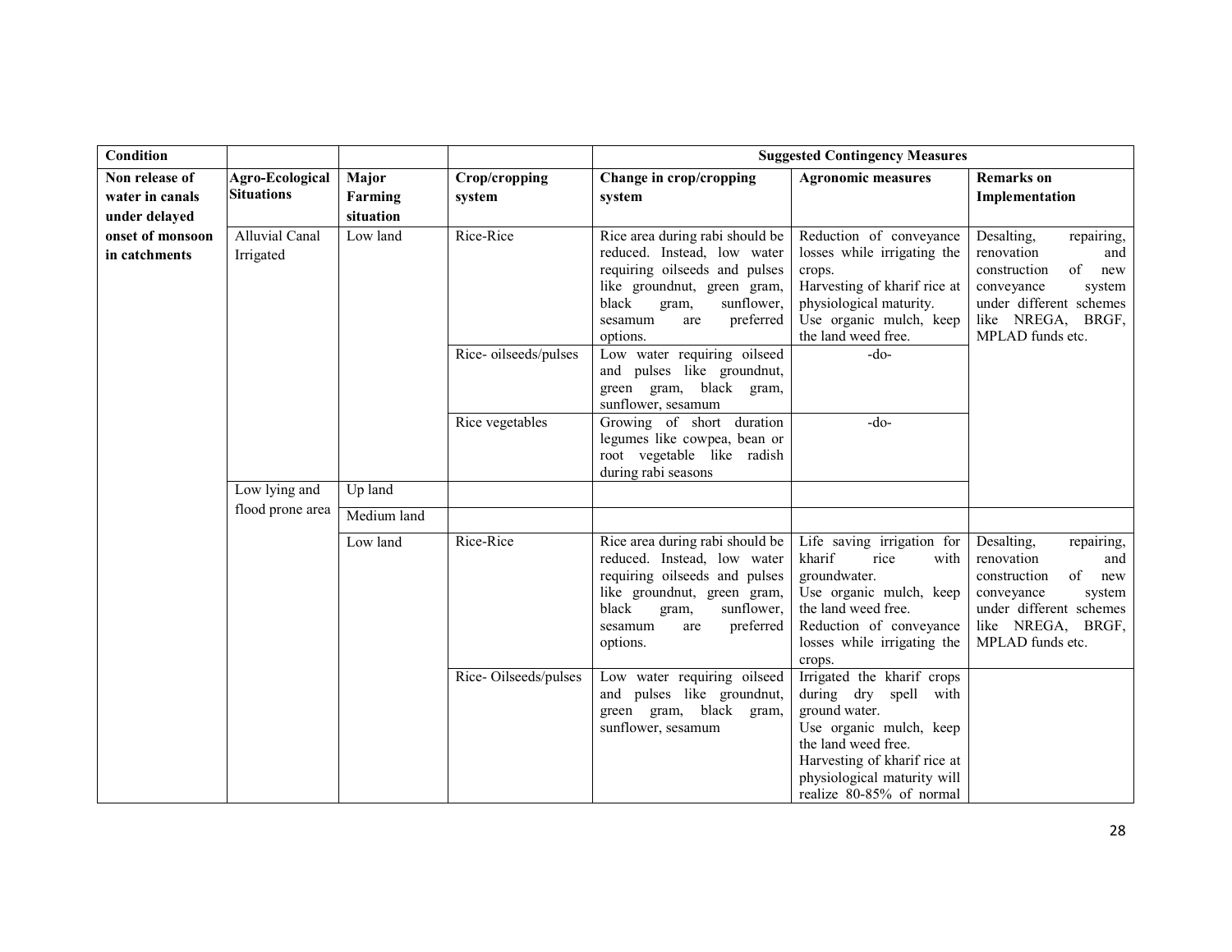| Condition | | | | Suggested Contingency Measures | | |
|---|---|---|---|---|---|---|
| **Non release of water in canals under delayed onset of monsoon in catchments** | **Agro-Ecological Situations** | **Major Farming situation** | **Crop/cropping system** | **Change in crop/cropping system** | **Agronomic measures** | **Remarks on Implementation** |
| | Alluvial Canal Irrigated | Low land | Rice-Rice | Rice area during rabi should be reduced. Instead, low water requiring oilseeds and pulses like groundnut, green gram, black gram, sunflower, sesamum are preferred options. | Reduction of conveyance losses while irrigating the crops. Harvesting of kharif rice at physiological maturity. Use organic mulch, keep the land weed free. | Desalting, repairing, renovation and construction of new conveyance system under different schemes like NREGA, BRGF, MPLAD funds etc. |
| | | | Rice- oilseeds/pulses | Low water requiring oilseed and pulses like groundnut, green gram, black gram, sunflower, sesamum | -do- | |
| | | | Rice vegetables | Growing of short duration legumes like cowpea, bean or root vegetable like radish during rabi seasons | -do- | |
| | Low lying and flood prone area | Up land | | | | |
| | | Medium land | | | | |
| | | Low land | Rice-Rice | Rice area during rabi should be reduced. Instead, low water requiring oilseeds and pulses like groundnut, green gram, black gram, sunflower, sesamum are preferred options. | Life saving irrigation for kharif rice with groundwater. Use organic mulch, keep the land weed free. Reduction of conveyance losses while irrigating the crops. | Desalting, repairing, renovation and construction of new conveyance system under different schemes like NREGA, BRGF, MPLAD funds etc. |
| | | | Rice- Oilseeds/pulses | Low water requiring oilseed and pulses like groundnut, green gram, black gram, sunflower, sesamum | Irrigated the kharif crops during dry spell with ground water. Use organic mulch, keep the land weed free. Harvesting of kharif rice at physiological maturity will realize 80-85% of normal | |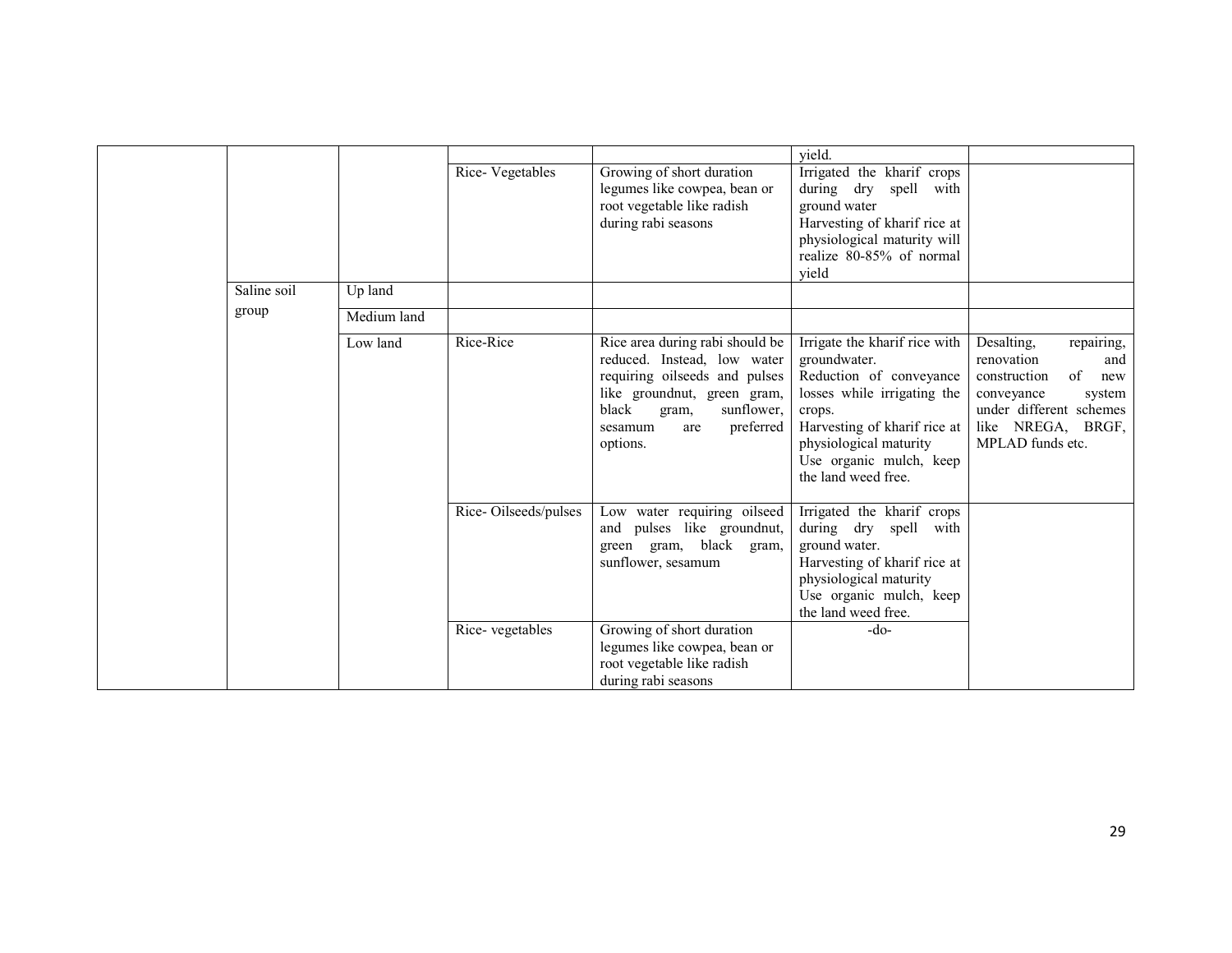| | | | | | | |
|---|---|---|---|---|---|---|
| | | | | | yield. | |
| | | | Rice- Vegetables | Growing of short duration legumes like cowpea, bean or root vegetable like radish during rabi seasons | Irrigated the kharif crops during dry spell with ground water<br>Harvesting of kharif rice at physiological maturity will realize 80-85% of normal yield | |
| | Saline soil group | Up land | | | | |
| | | Medium land | | | | |
| | | Low land | Rice-Rice | Rice area during rabi should be reduced. Instead, low water requiring oilseeds and pulses like groundnut, green gram, black gram, sunflower, sesamum are preferred options. | Irrigate the kharif rice with groundwater.<br>Reduction of conveyance losses while irrigating the crops.<br>Harvesting of kharif rice at physiological maturity<br>Use organic mulch, keep the land weed free. | Desalting, repairing, renovation and construction of new conveyance system under different schemes like NREGA, BRGF, MPLAD funds etc. |
| | | | Rice- Oilseeds/pulses | Low water requiring oilseed and pulses like groundnut, green gram, black gram, sunflower, sesamum | Irrigated the kharif crops during dry spell with ground water.<br>Harvesting of kharif rice at physiological maturity<br>Use organic mulch, keep the land weed free. | |
| | | | Rice- vegetables | Growing of short duration legumes like cowpea, bean or root vegetable like radish during rabi seasons | -do- | |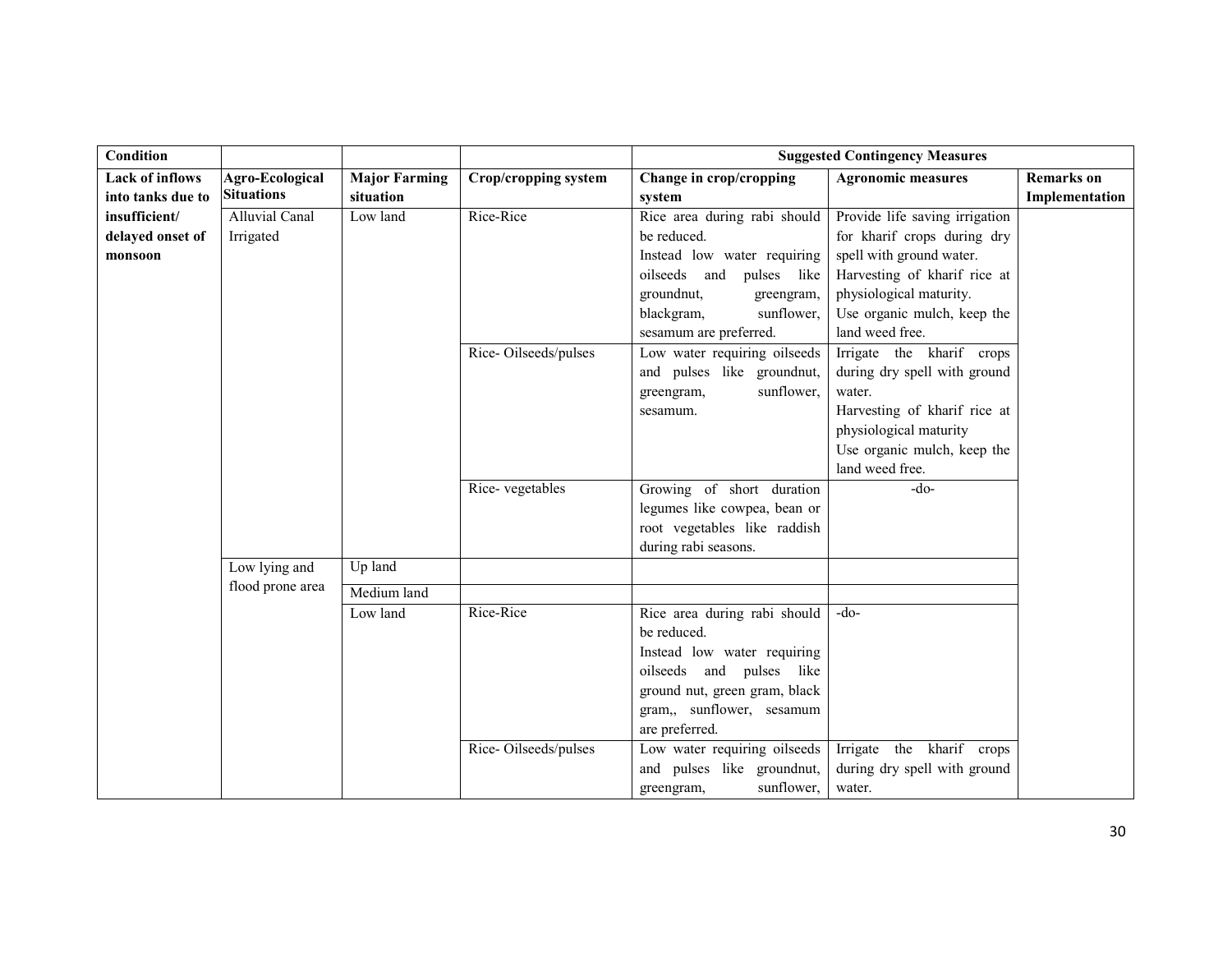| Condition | | | | Suggested Contingency Measures | | |
|---|---|---|---|---|---|---|
| Lack of inflows into tanks due to insufficient/ delayed onset of monsoon | Agro-Ecological Situations | Major Farming situation | Crop/cropping system | Change in crop/cropping system | Agronomic measures | Remarks on Implementation |
| | Alluvial Canal Irrigated | Low land | Rice-Rice | Rice area during rabi should be reduced. Instead low water requiring oilseeds and pulses like groundnut, greengram, blackgram, sunflower, sesamum are preferred. | Provide life saving irrigation for kharif crops during dry spell with ground water. Harvesting of kharif rice at physiological maturity. Use organic mulch, keep the land weed free. | |
| | | | Rice- Oilseeds/pulses | Low water requiring oilseeds and pulses like groundnut, greengram, sunflower, sesamum. | Irrigate the kharif crops during dry spell with ground water. Harvesting of kharif rice at physiological maturity Use organic mulch, keep the land weed free. | |
| | | | Rice- vegetables | Growing of short duration legumes like cowpea, bean or root vegetables like raddish during rabi seasons. | -do- | |
| | Low lying and flood prone area | Up land | | | | |
| | | Medium land | | | | |
| | | Low land | Rice-Rice | Rice area during rabi should be reduced. Instead low water requiring oilseeds and pulses like ground nut, green gram, black gram,, sunflower, sesamum are preferred. | -do- | |
| | | | Rice- Oilseeds/pulses | Low water requiring oilseeds and pulses like groundnut, greengram, sunflower, | Irrigate the kharif crops during dry spell with ground water. | |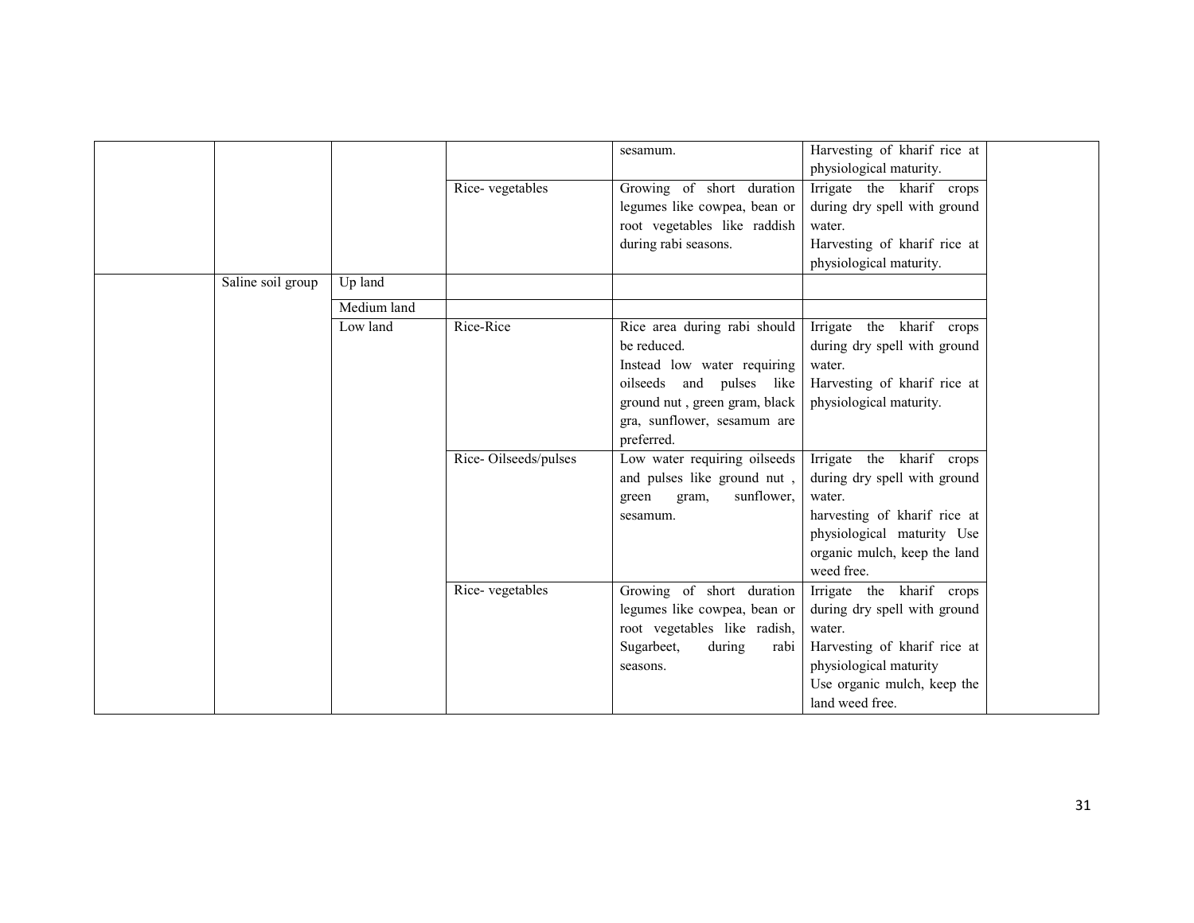| | | | | | | |
|---|---|---|---|---|---|---|
| | | | | sesamum. | Harvesting of kharif rice at physiological maturity. | |
| | | | Rice- vegetables | Growing of short duration legumes like cowpea, bean or root vegetables like raddish during rabi seasons. | Irrigate the kharif crops during dry spell with ground water.<br>Harvesting of kharif rice at physiological maturity. | |
| | Saline soil group | Up land | | | | |
| | | Medium land | | | | |
| | | Low land | Rice-Rice | Rice area during rabi should be reduced.<br>Instead low water requiring oilseeds and pulses like ground nut , green gram, black gra, sunflower, sesamum are preferred. | Irrigate the kharif crops during dry spell with ground water.<br>Harvesting of kharif rice at physiological maturity. | |
| | | | Rice- Oilseeds/pulses | Low water requiring oilseeds and pulses like ground nut , green gram, sunflower, sesamum. | Irrigate the kharif crops during dry spell with ground water.<br>harvesting of kharif rice at physiological maturity Use organic mulch, keep the land weed free. | |
| | | | Rice- vegetables | Growing of short duration legumes like cowpea, bean or root vegetables like radish, Sugarbeet, during rabi seasons. | Irrigate the kharif crops during dry spell with ground water.<br>Harvesting of kharif rice at physiological maturity<br>Use organic mulch, keep the land weed free. | |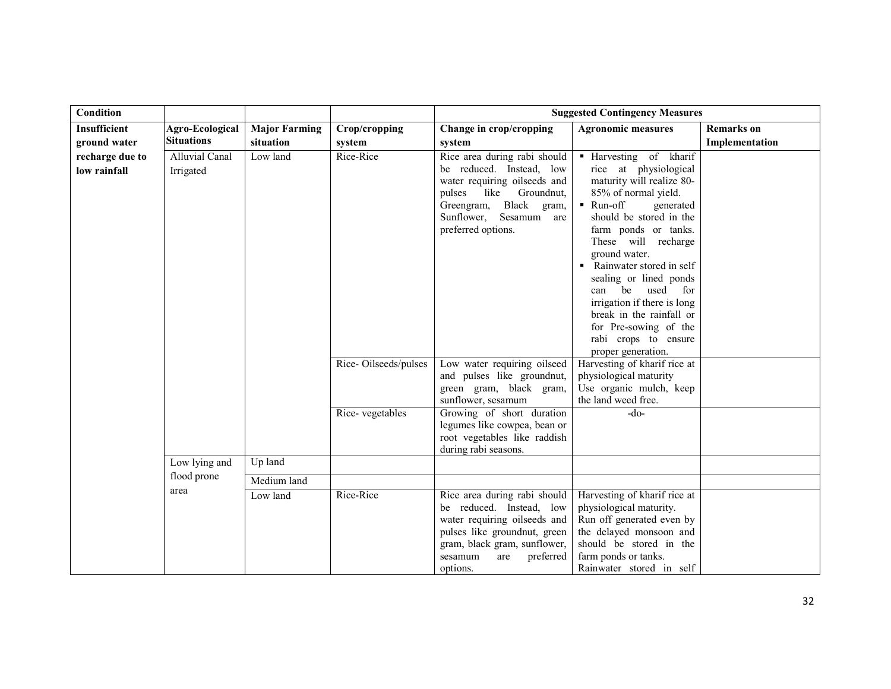| Condition | | | | Suggested Contingency Measures | | |
|---|---|---|---|---|---|---|
| **Insufficient ground water recharge due to low rainfall** | **Agro-Ecological Situations** | **Major Farming situation** | **Crop/cropping system** | **Change in crop/cropping system** | **Agronomic measures** | **Remarks on Implementation** |
| | Alluvial Canal Irrigated | Low land | Rice-Rice | Rice area during rabi should be reduced. Instead, low water requiring oilseeds and pulses like Groundnut, Greengram, Black gram, Sunflower, Sesamum are preferred options. | ▪ Harvesting of kharif rice at physiological maturity will realize 80-85% of normal yield. ▪ Run-off generated should be stored in the farm ponds or tanks. These will recharge ground water. ▪ Rainwater stored in self sealing or lined ponds can be used for irrigation if there is long break in the rainfall or for Pre-sowing of the rabi crops to ensure proper generation. | |
| | | | Rice- Oilseeds/pulses | Low water requiring oilseed and pulses like groundnut, green gram, black gram, sunflower, sesamum | Harvesting of kharif rice at physiological maturity Use organic mulch, keep the land weed free. | |
| | | | Rice- vegetables | Growing of short duration legumes like cowpea, bean or root vegetables like raddish during rabi seasons. | -do- | |
| | Low lying and flood prone area | Up land | | | | |
| | | Medium land | | | | |
| | | Low land | Rice-Rice | Rice area during rabi should be reduced. Instead, low water requiring oilseeds and pulses like groundnut, green gram, black gram, sunflower, sesamum are preferred options. | Harvesting of kharif rice at physiological maturity. Run off generated even by the delayed monsoon and should be stored in the farm ponds or tanks. Rainwater stored in self | |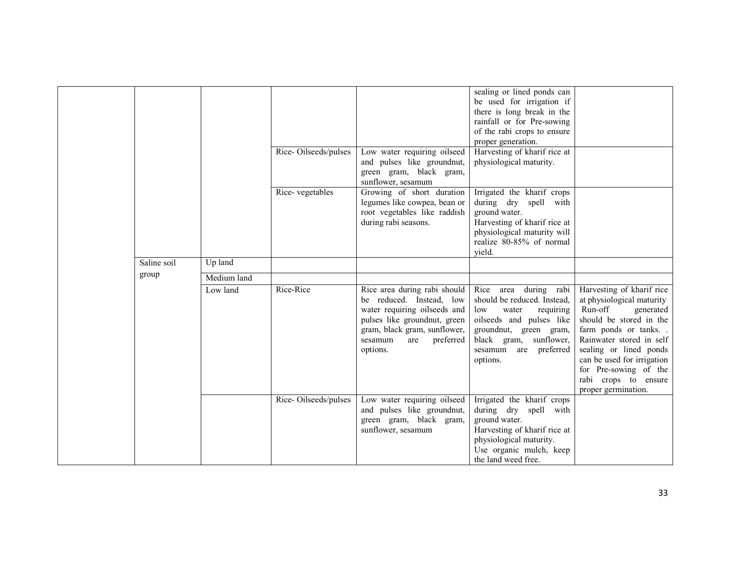| | | | | | | |
|---|---|---|---|---|---|---|
| | | | | | sealing or lined ponds can be used for irrigation if there is long break in the rainfall or for Pre-sowing of the rabi crops to ensure proper generation. | |
| | | | Rice- Oilseeds/pulses | Low water requiring oilseed and pulses like groundnut, green gram, black gram, sunflower, sesamum | Harvesting of kharif rice at physiological maturity. | |
| | | | Rice- vegetables | Growing of short duration legumes like cowpea, bean or root vegetables like raddish during rabi seasons. | Irrigated the kharif crops during dry spell with ground water.<br>Harvesting of kharif rice at physiological maturity will realize 80-85% of normal yield. | |
| | Saline soil group | Up land | | | | |
| | | Medium land | | | | |
| | | Low land | Rice-Rice | Rice area during rabi should be reduced. Instead, low water requiring oilseeds and pulses like groundnut, green gram, black gram, sunflower, sesamum are preferred options. | Rice area during rabi should be reduced. Instead, low water requiring oilseeds and pulses like groundnut, green gram, black gram, sunflower, sesamum are preferred options. | Harvesting of kharif rice at physiological maturity<br>Run-off generated should be stored in the farm ponds or tanks. .<br>Rainwater stored in self sealing or lined ponds can be used for irrigation for Pre-sowing of the rabi crops to ensure proper germination. |
| | | | Rice- Oilseeds/pulses | Low water requiring oilseed and pulses like groundnut, green gram, black gram, sunflower, sesamum | Irrigated the kharif crops during dry spell with ground water.<br>Harvesting of kharif rice at physiological maturity.<br>Use organic mulch, keep the land weed free. | |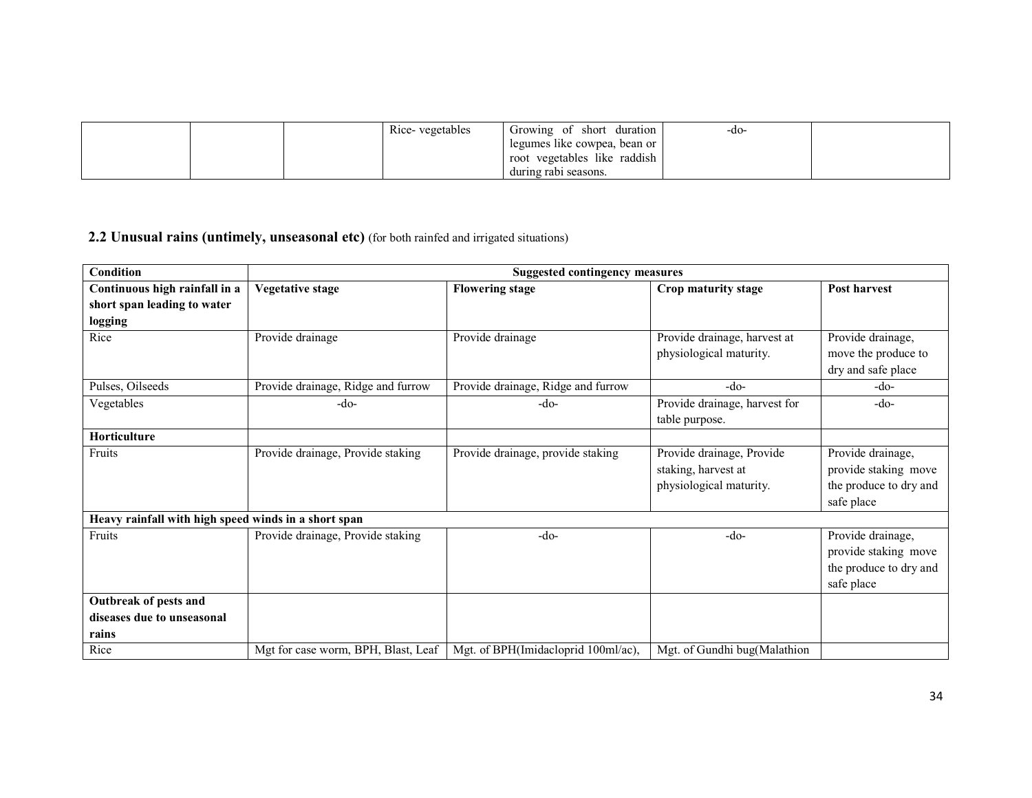|  |  |  | Rice- vegetables | Growing of short duration legumes like cowpea, bean or root vegetables like raddish during rabi seasons. | -do- |  |
|---|---|---|---|---|---|---|

## 2.2 Unusual rains (untimely, unseasonal etc) (for both rainfed and irrigated situations)

| Condition | Suggested contingency measures | | | |
|---|---|---|---|---|
| **Continuous high rainfall in a short span leading to water logging** | **Vegetative stage** | **Flowering stage** | **Crop maturity stage** | **Post harvest** |
| Rice | Provide drainage | Provide drainage | Provide drainage, harvest at physiological maturity. | Provide drainage, move the produce to dry and safe place |
| Pulses, Oilseeds | Provide drainage, Ridge and furrow | Provide drainage, Ridge and furrow | -do- | -do- |
| Vegetables | -do- | -do- | Provide drainage, harvest for table purpose. | -do- |
| **Horticulture** | | | | |
| Fruits | Provide drainage, Provide staking | Provide drainage, provide staking | Provide drainage, Provide staking, harvest at physiological maturity. | Provide drainage, provide staking move the produce to dry and safe place |
| **Heavy rainfall with high speed winds in a short span** | | | | |
| Fruits | Provide drainage, Provide staking | -do- | -do- | Provide drainage, provide staking move the produce to dry and safe place |
| **Outbreak of pests and diseases due to unseasonal rains** | | | | |
| Rice | Mgt for case worm, BPH, Blast, Leaf | Mgt. of BPH(Imidacloprid 100ml/ac), | Mgt. of Gundhi bug(Malathion | |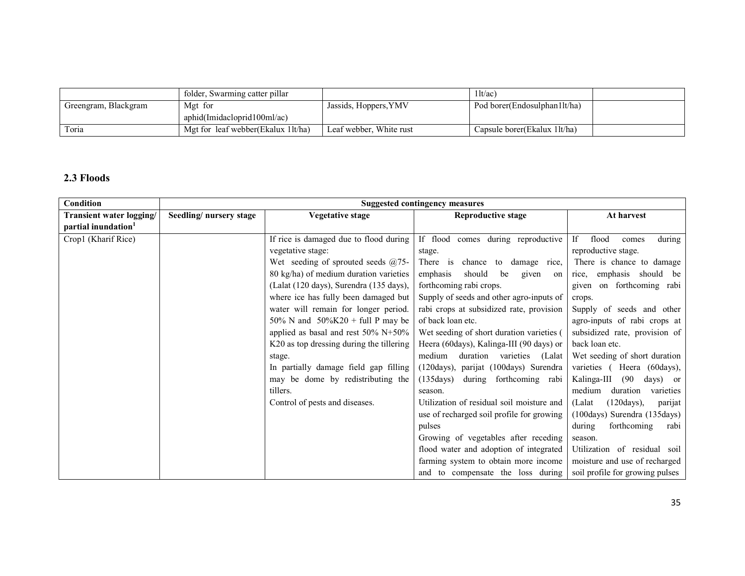| | folder, Swarming catter pillar | | 1lt/ac) | |
|---|---|---|---|---|
| Greengram, Blackgram | Mgt for aphid(Imidacloprid100ml/ac) | Jassids, Hoppers,YMV | Pod borer(Endosulphan1lt/ha) | |
| Toria | Mgt for leaf webber(Ekalux 1lt/ha) | Leaf webber, White rust | Capsule borer(Ekalux 1lt/ha) | |

## 2.3 Floods

| Condition | Suggested contingency measures | | | |
|---|---|---|---|---|
| **Transient water logging/ partial inundation**[1] | **Seedling/ nursery stage** | **Vegetative stage** | **Reproductive stage** | **At harvest** |
| Crop1 (Kharif Rice) | | If rice is damaged due to flood during vegetative stage:<br>Wet seeding of sprouted seeds @75-80 kg/ha) of medium duration varieties (Lalat (120 days), Surendra (135 days), where ice has fully been damaged but water will remain for longer period. 50% N and 50%K20 + full P may be applied as basal and rest 50% N+50% K20 as top dressing during the tillering stage.<br>In partially damage field gap filling may be dome by redistributing the tillers.<br>Control of pests and diseases. | If flood comes during reproductive stage.<br>There is chance to damage rice, emphasis should be given on forthcoming rabi crops.<br>Supply of seeds and other agro-inputs of rabi crops at subsidized rate, provision of back loan etc.<br>Wet seeding of short duration varieties ( Heera (60days), Kalinga-III (90 days) or medium duration varieties (Lalat (120days), parijat (100days) Surendra (135days) during forthcoming rabi season.<br>Utilization of residual soil moisture and use of recharged soil profile for growing pulses<br>Growing of vegetables after receding flood water and adoption of integrated farming system to obtain more income and to compensate the loss during | If flood comes during reproductive stage.<br>There is chance to damage rice, emphasis should be given on forthcoming rabi crops.<br>Supply of seeds and other agro-inputs of rabi crops at subsidized rate, provision of back loan etc.<br>Wet seeding of short duration varieties ( Heera (60days), Kalinga-III (90 days) or medium duration varieties (Lalat (120days), parijat (100days) Surendra (135days) during forthcoming rabi season.<br>Utilization of residual soil moisture and use of recharged soil profile for growing pulses |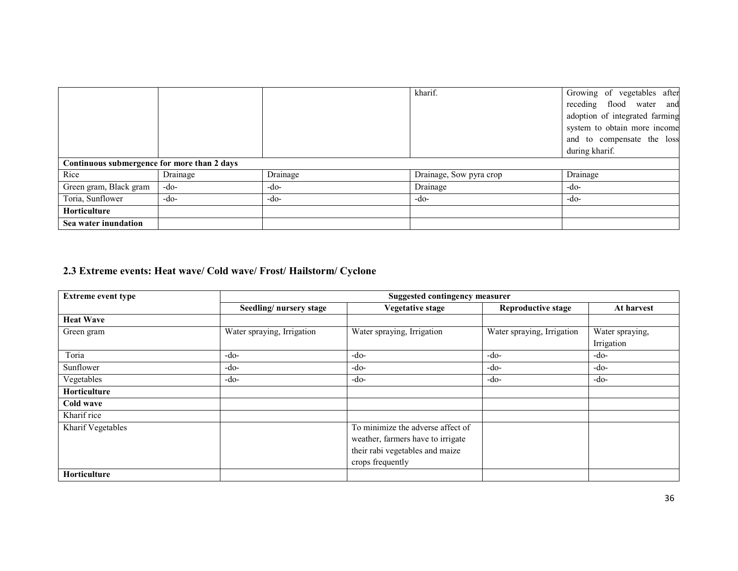| | | | kharif. | Growing of vegetables after receding flood water and adoption of integrated farming system to obtain more income and to compensate the loss during kharif. |
|---|---|---|---|---|
| **Continuous submergence for more than 2 days** | | | | |
| Rice | Drainage | Drainage | Drainage, Sow pyra crop | Drainage |
| Green gram, Black gram | -do- | -do- | Drainage | -do- |
| Toria, Sunflower | -do- | -do- | -do- | -do- |
| **Horticulture** | | | | |
| **Sea water inundation** | | | | |

## 2.3 Extreme events: Heat wave/ Cold wave/ Frost/ Hailstorm/ Cyclone

| Extreme event type | Suggested contingency measurer | | | |
|---|---|---|---|---|
| | **Seedling/ nursery stage** | **Vegetative stage** | **Reproductive stage** | **At harvest** |
| **Heat Wave** | | | | |
| Green gram | Water spraying, Irrigation | Water spraying, Irrigation | Water spraying, Irrigation | Water spraying, Irrigation |
| Toria | -do- | -do- | -do- | -do- |
| Sunflower | -do- | -do- | -do- | -do- |
| Vegetables | -do- | -do- | -do- | -do- |
| **Horticulture** | | | | |
| **Cold wave** | | | | |
| Kharif rice | | | | |
| Kharif Vegetables | | To minimize the adverse affect of weather, farmers have to irrigate their rabi vegetables and maize crops frequently | | |
| **Horticulture** | | | | |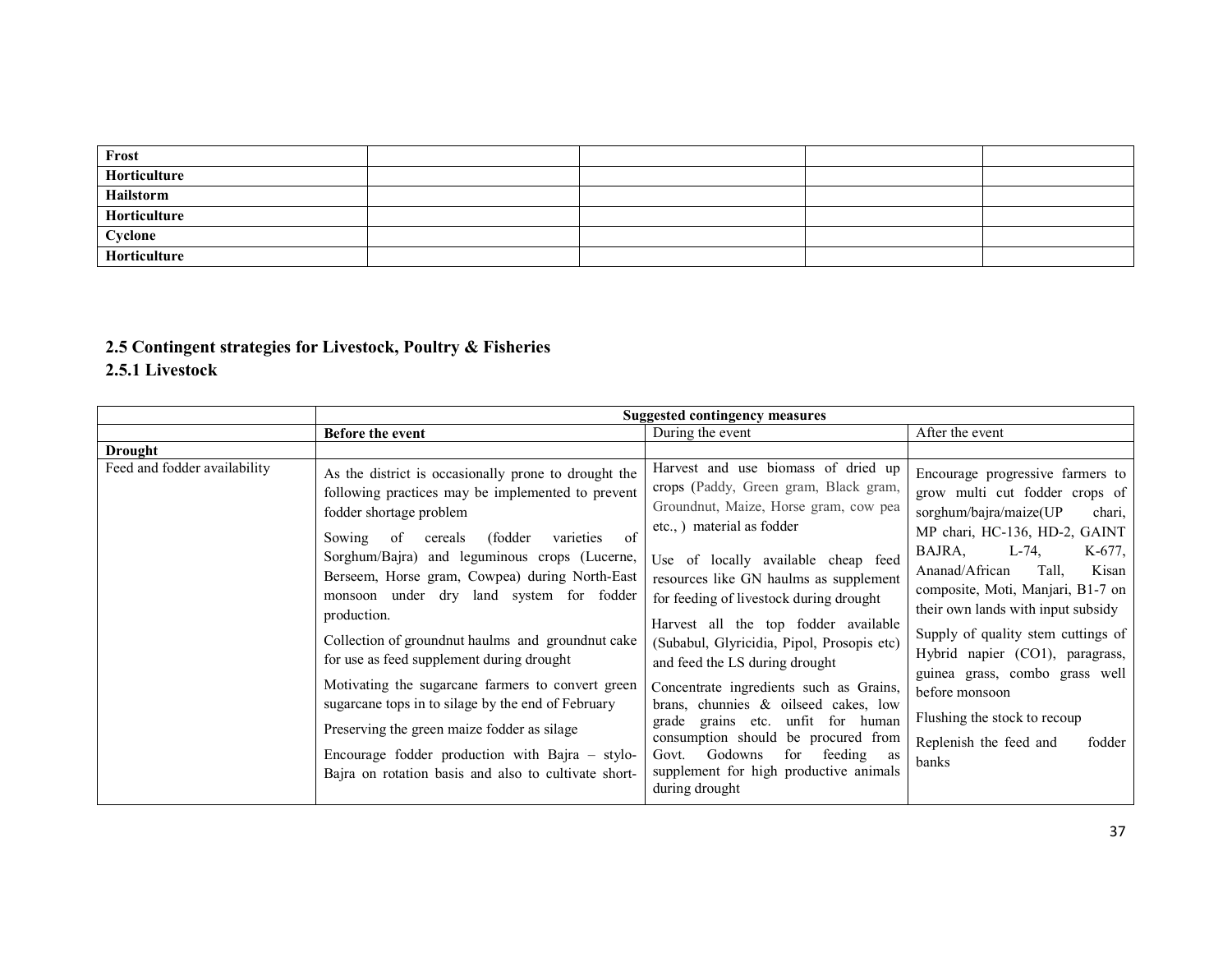| Frost | | | | |
|---|---|---|---|---|
| Horticulture | | | | |
| Hailstorm | | | | |
| Horticulture | | | | |
| Cyclone | | | | |
| Horticulture | | | | |

## 2.5 Contingent strategies for Livestock, Poultry & Fisheries

### 2.5.1 Livestock

| | Suggested contingency measures | | |
|---|---|---|---|
| | **Before the event** | During the event | After the event |
| **Drought** | | | |
| Feed and fodder availability | As the district is occasionally prone to drought the following practices may be implemented to prevent fodder shortage problem<br>Sowing of cereals (fodder varieties of Sorghum/Bajra) and leguminous crops (Lucerne, Berseem, Horse gram, Cowpea) during North-East monsoon under dry land system for fodder production.<br>Collection of groundnut haulms and groundnut cake for use as feed supplement during drought<br>Motivating the sugarcane farmers to convert green sugarcane tops in to silage by the end of February<br>Preserving the green maize fodder as silage<br>Encourage fodder production with Bajra – stylo-Bajra on rotation basis and also to cultivate short- | Harvest and use biomass of dried up crops (Paddy, Green gram, Black gram, Groundnut, Maize, Horse gram, cow pea etc., ) material as fodder<br>Use of locally available cheap feed resources like GN haulms as supplement for feeding of livestock during drought<br>Harvest all the top fodder available (Subabul, Glyricidia, Pipol, Prosopis etc) and feed the LS during drought<br>Concentrate ingredients such as Grains, brans, chunnies & oilseed cakes, low grade grains etc. unfit for human consumption should be procured from Govt. Godowns for feeding as supplement for high productive animals during drought | Encourage progressive farmers to grow multi cut fodder crops of sorghum/bajra/maize(UP chari, MP chari, HC-136, HD-2, GAINT BAJRA, L-74, K-677, Ananad/African Tall, Kisan composite, Moti, Manjari, B1-7 on their own lands with input subsidy<br>Supply of quality stem cuttings of Hybrid napier (CO1), paragrass, guinea grass, combo grass well before monsoon<br>Flushing the stock to recoup<br>Replenish the feed and fodder banks |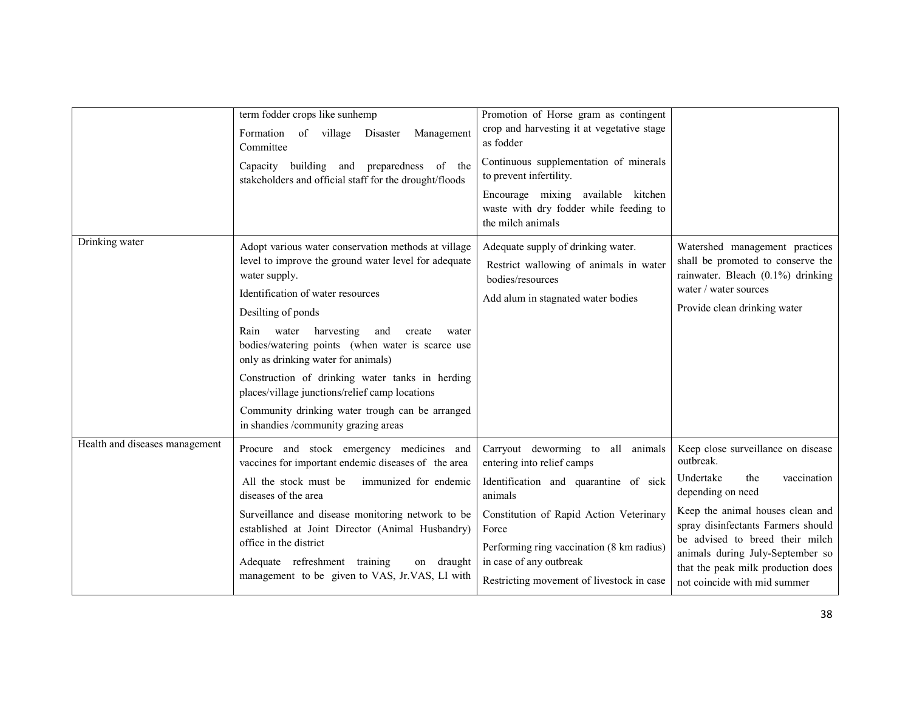| | | | |
|---|---|---|---|
| | term fodder crops like sunhemp<br>Formation of village Disaster Management Committee<br>Capacity building and preparedness of the stakeholders and official staff for the drought/floods | Promotion of Horse gram as contingent crop and harvesting it at vegetative stage as fodder<br>Continuous supplementation of minerals to prevent infertility.<br>Encourage mixing available kitchen waste with dry fodder while feeding to the milch animals | |
| Drinking water | Adopt various water conservation methods at village level to improve the ground water level for adequate water supply.<br>Identification of water resources<br>Desilting of ponds<br>Rain water harvesting and create water bodies/watering points (when water is scarce use only as drinking water for animals)<br>Construction of drinking water tanks in herding places/village junctions/relief camp locations<br>Community drinking water trough can be arranged in shandies /community grazing areas | Adequate supply of drinking water.<br>Restrict wallowing of animals in water bodies/resources<br>Add alum in stagnated water bodies | Watershed management practices shall be promoted to conserve the rainwater. Bleach (0.1%) drinking water / water sources<br>Provide clean drinking water |
| Health and diseases management | Procure and stock emergency medicines and vaccines for important endemic diseases of the area<br>All the stock must be immunized for endemic diseases of the area<br>Surveillance and disease monitoring network to be established at Joint Director (Animal Husbandry) office in the district<br>Adequate refreshment training on draught management to be given to VAS, Jr.VAS, LI with | Carryout deworming to all animals entering into relief camps<br>Identification and quarantine of sick animals<br>Constitution of Rapid Action Veterinary Force<br>Performing ring vaccination (8 km radius) in case of any outbreak<br>Restricting movement of livestock in case | Keep close surveillance on disease outbreak.<br>Undertake the vaccination depending on need<br>Keep the animal houses clean and spray disinfectants Farmers should be advised to breed their milch animals during July-September so that the peak milk production does not coincide with mid summer |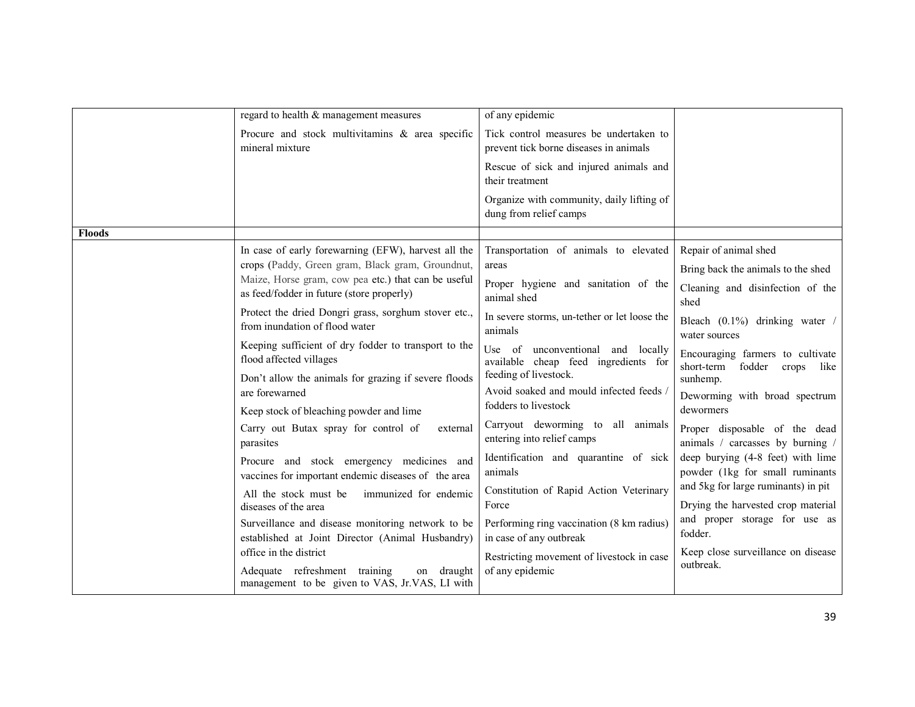| | | | |
|---|---|---|---|
| | regard to health & management measures<br><br>Procure and stock multivitamins & area specific mineral mixture | of any epidemic<br><br>Tick control measures be undertaken to prevent tick borne diseases in animals<br><br>Rescue of sick and injured animals and their treatment<br><br>Organize with community, daily lifting of dung from relief camps | |
| **Floods** | | | |
| | In case of early forewarning (EFW), harvest all the crops (Paddy, Green gram, Black gram, Groundnut, Maize, Horse gram, cow pea etc.) that can be useful as feed/fodder in future (store properly)<br><br>Protect the dried Dongri grass, sorghum stover etc., from inundation of flood water<br><br>Keeping sufficient of dry fodder to transport to the flood affected villages<br><br>Don't allow the animals for grazing if severe floods are forewarned<br><br>Keep stock of bleaching powder and lime<br><br>Carry out Butax spray for control of external parasites<br><br>Procure and stock emergency medicines and vaccines for important endemic diseases of the area<br><br>All the stock must be immunized for endemic diseases of the area<br><br>Surveillance and disease monitoring network to be established at Joint Director (Animal Husbandry) office in the district<br><br>Adequate refreshment training on draught management to be given to VAS, Jr.VAS, LI with | Transportation of animals to elevated areas<br><br>Proper hygiene and sanitation of the animal shed<br><br>In severe storms, un-tether or let loose the animals<br><br>Use of unconventional and locally available cheap feed ingredients for feeding of livestock.<br><br>Avoid soaked and mould infected feeds / fodders to livestock<br><br>Carryout deworming to all animals entering into relief camps<br><br>Identification and quarantine of sick animals<br><br>Constitution of Rapid Action Veterinary Force<br><br>Performing ring vaccination (8 km radius) in case of any outbreak<br><br>Restricting movement of livestock in case of any epidemic | Repair of animal shed<br><br>Bring back the animals to the shed<br><br>Cleaning and disinfection of the shed<br><br>Bleach (0.1%) drinking water / water sources<br><br>Encouraging farmers to cultivate short-term fodder crops like sunhemp.<br><br>Deworming with broad spectrum dewormers<br><br>Proper disposable of the dead animals / carcasses by burning / deep burying (4-8 feet) with lime powder (1kg for small ruminants and 5kg for large ruminants) in pit<br><br>Drying the harvested crop material and proper storage for use as fodder.<br><br>Keep close surveillance on disease outbreak. |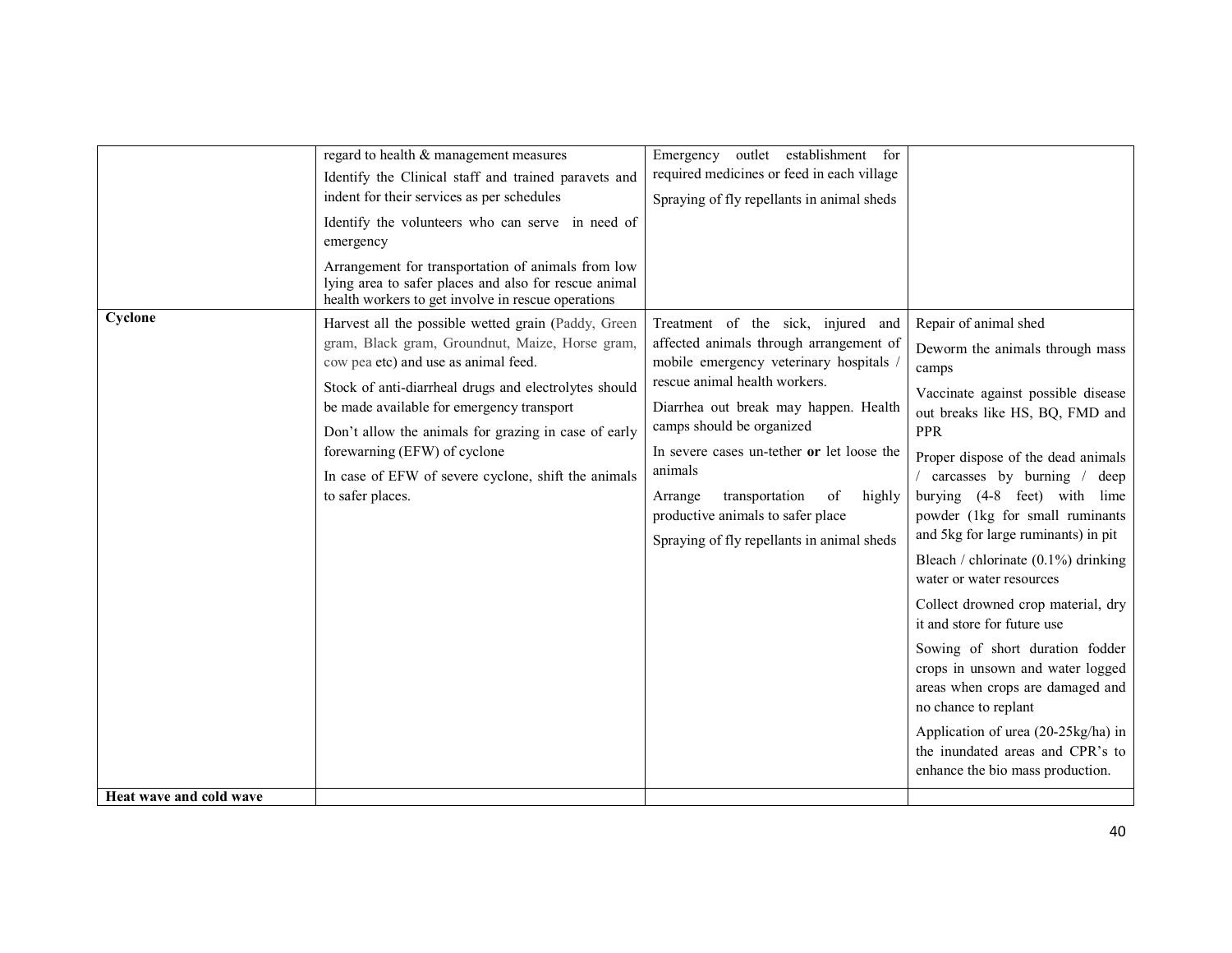| | | | |
|---|---|---|---|
| | regard to health & management measures<br>Identify the Clinical staff and trained paravets and indent for their services as per schedules<br>Identify the volunteers who can serve in need of emergency<br>Arrangement for transportation of animals from low lying area to safer places and also for rescue animal health workers to get involve in rescue operations | Emergency outlet establishment for required medicines or feed in each village<br>Spraying of fly repellants in animal sheds | |
| **Cyclone** | Harvest all the possible wetted grain (Paddy, Green gram, Black gram, Groundnut, Maize, Horse gram, cow pea etc) and use as animal feed.<br>Stock of anti-diarrheal drugs and electrolytes should be made available for emergency transport<br>Don't allow the animals for grazing in case of early forewarning (EFW) of cyclone<br>In case of EFW of severe cyclone, shift the animals to safer places. | Treatment of the sick, injured and affected animals through arrangement of mobile emergency veterinary hospitals / rescue animal health workers.<br>Diarrhea out break may happen. Health camps should be organized<br>In severe cases un-tether **or** let loose the animals<br>Arrange transportation of highly productive animals to safer place<br>Spraying of fly repellants in animal sheds | Repair of animal shed<br>Deworm the animals through mass camps<br>Vaccinate against possible disease out breaks like HS, BQ, FMD and PPR<br>Proper dispose of the dead animals / carcasses by burning / deep burying (4-8 feet) with lime powder (1kg for small ruminants and 5kg for large ruminants) in pit<br>Bleach / chlorinate (0.1%) drinking water or water resources<br>Collect drowned crop material, dry it and store for future use<br>Sowing of short duration fodder crops in unsown and water logged areas when crops are damaged and no chance to replant<br>Application of urea (20-25kg/ha) in the inundated areas and CPR's to enhance the bio mass production. |
| **Heat wave and cold wave** | | | |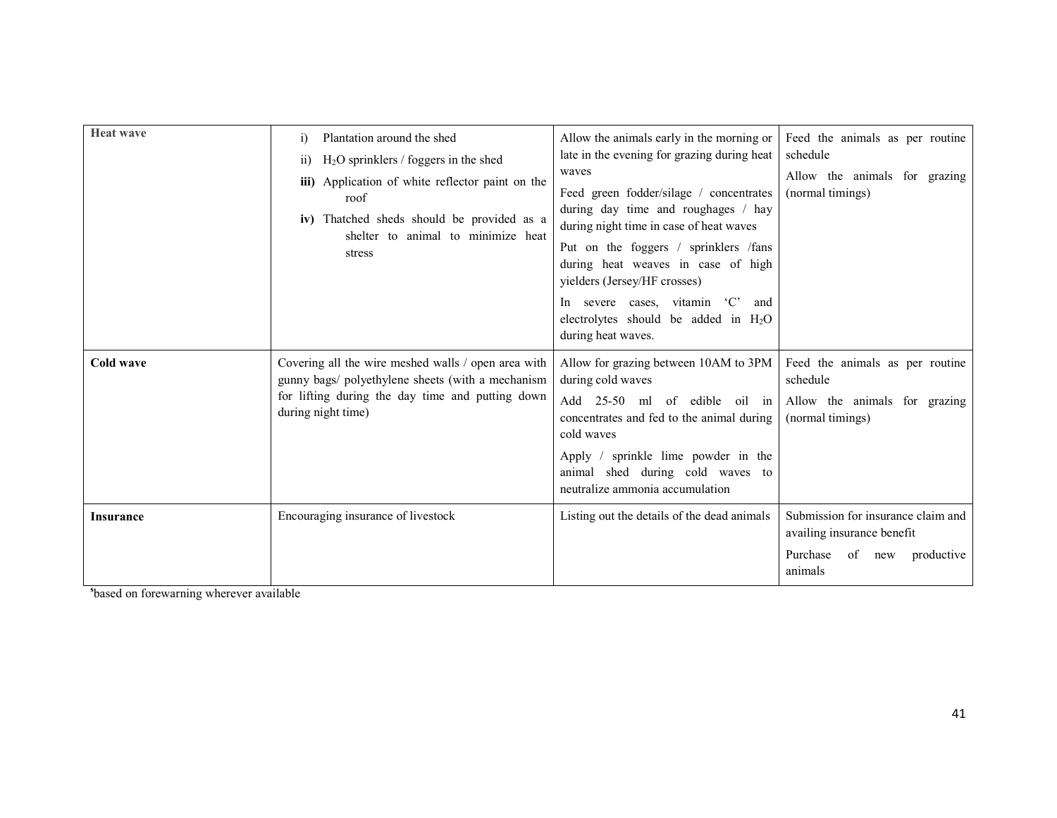| | | | |
|---|---|---|---|
| **Heat wave** | i) Plantation around the shed<br>ii) $H_2O$ sprinklers / foggers in the shed<br>**iii)** Application of white reflector paint on the roof<br>**iv)** Thatched sheds should be provided as a shelter to animal to minimize heat stress | Allow the animals early in the morning or late in the evening for grazing during heat waves<br>Feed green fodder/silage / concentrates during day time and roughages / hay during night time in case of heat waves<br>Put on the foggers / sprinklers /fans during heat weaves in case of high yielders (Jersey/HF crosses)<br>In severe cases, vitamin 'C' and electrolytes should be added in $H_2O$ during heat waves. | Feed the animals as per routine schedule<br>Allow the animals for grazing (normal timings) |
| **Cold wave** | Covering all the wire meshed walls / open area with gunny bags/ polyethylene sheets (with a mechanism for lifting during the day time and putting down during night time) | Allow for grazing between 10AM to 3PM during cold waves<br>Add 25-50 ml of edible oil in concentrates and fed to the animal during cold waves<br>Apply / sprinkle lime powder in the animal shed during cold waves to neutralize ammonia accumulation | Feed the animals as per routine schedule<br>Allow the animals for grazing (normal timings) |
| **Insurance** | Encouraging insurance of livestock | Listing out the details of the dead animals | Submission for insurance claim and availing insurance benefit<br>Purchase of new productive animals |

[s]based on forewarning wherever available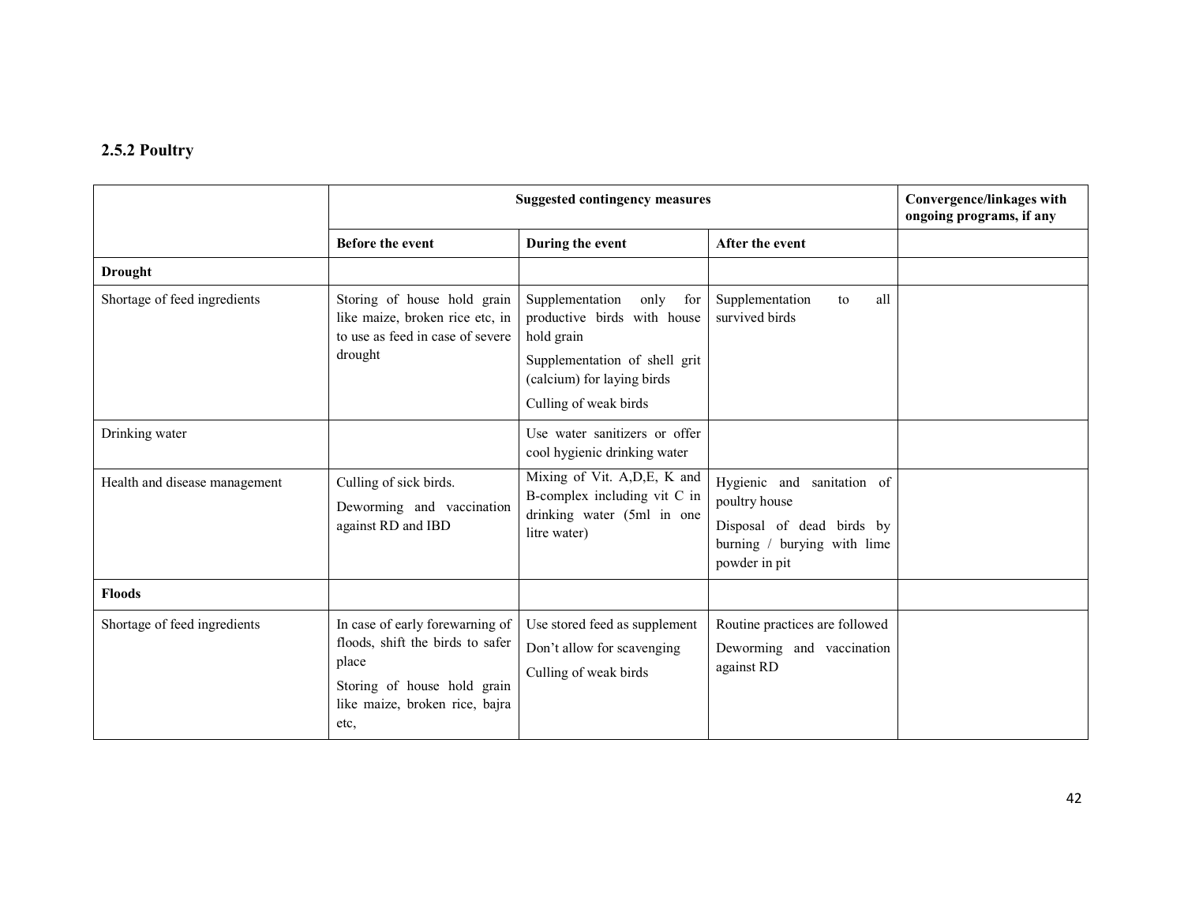### 2.5.2 Poultry

| | Suggested contingency measures | | | Convergence/linkages with ongoing programs, if any |
|---|---|---|---|---|
| | **Before the event** | **During the event** | **After the event** | |
| **Drought** | | | | |
| Shortage of feed ingredients | Storing of house hold grain like maize, broken rice etc, in to use as feed in case of severe drought | Supplementation only for productive birds with house hold grain<br>Supplementation of shell grit (calcium) for laying birds<br>Culling of weak birds | Supplementation to all survived birds | |
| Drinking water | | Use water sanitizers or offer cool hygienic drinking water | | |
| Health and disease management | Culling of sick birds.<br>Deworming and vaccination against RD and IBD | Mixing of Vit. A,D,E, K and B-complex including vit C in drinking water (5ml in one litre water) | Hygienic and sanitation of poultry house<br>Disposal of dead birds by burning / burying with lime powder in pit | |
| **Floods** | | | | |
| Shortage of feed ingredients | In case of early forewarning of floods, shift the birds to safer place<br>Storing of house hold grain like maize, broken rice, bajra etc, | Use stored feed as supplement<br>Don't allow for scavenging<br>Culling of weak birds | Routine practices are followed<br>Deworming and vaccination against RD | |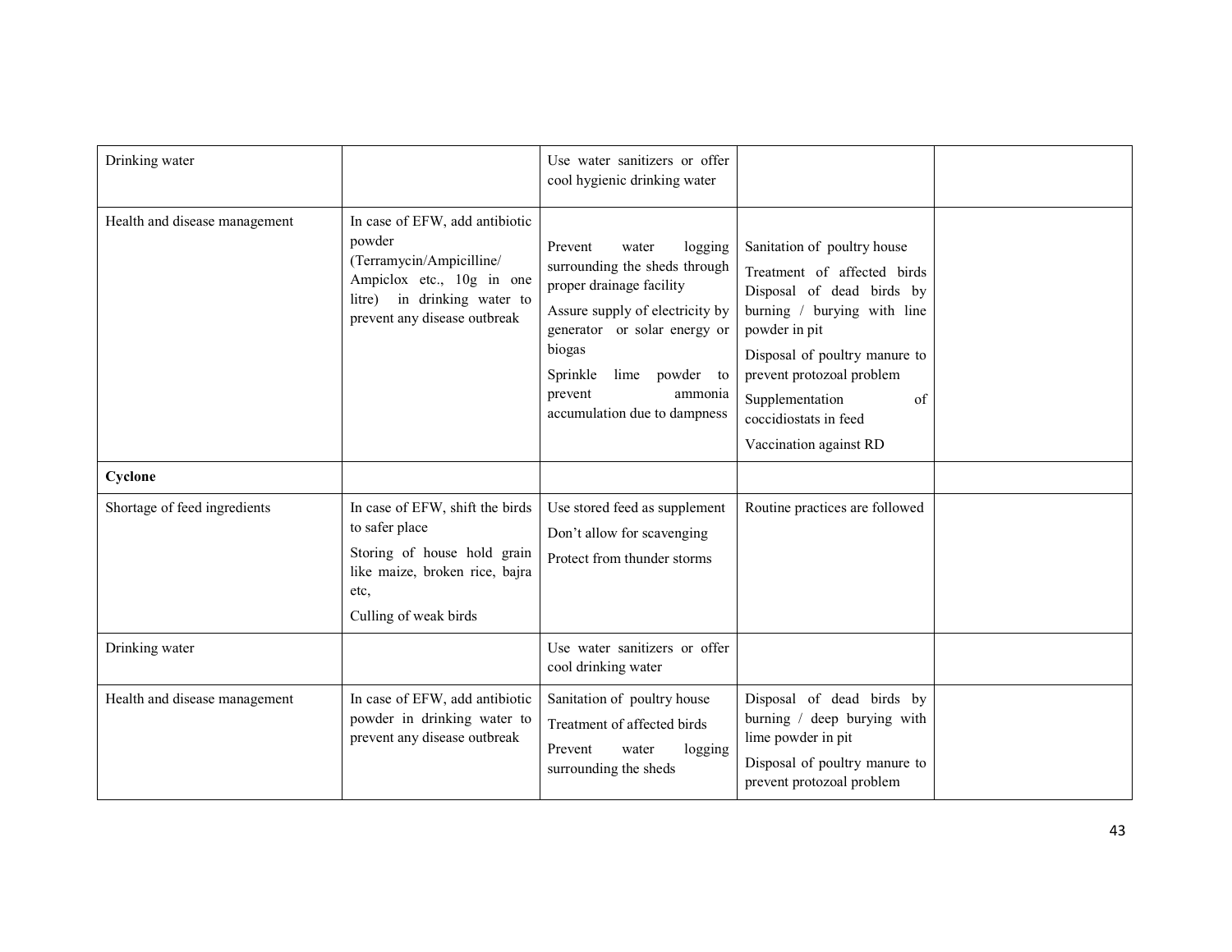| | | | | |
|---|---|---|---|---|
| Drinking water | | Use water sanitizers or offer cool hygienic drinking water | | |
| Health and disease management | In case of EFW, add antibiotic powder (Terramycin/Ampicilline/ Ampiclox etc., 10g in one litre) in drinking water to prevent any disease outbreak | Prevent water logging surrounding the sheds through proper drainage facility<br><br>Assure supply of electricity by generator or solar energy or biogas<br><br>Sprinkle lime powder to prevent ammonia accumulation due to dampness | Sanitation of poultry house<br><br>Treatment of affected birds Disposal of dead birds by burning / burying with line powder in pit<br><br>Disposal of poultry manure to prevent protozoal problem<br><br>Supplementation of coccidiostats in feed<br><br>Vaccination against RD | |
| **Cyclone** | | | | |
| Shortage of feed ingredients | In case of EFW, shift the birds to safer place<br><br>Storing of house hold grain like maize, broken rice, bajra etc,<br><br>Culling of weak birds | Use stored feed as supplement<br><br>Don't allow for scavenging<br><br>Protect from thunder storms | Routine practices are followed | |
| Drinking water | | Use water sanitizers or offer cool drinking water | | |
| Health and disease management | In case of EFW, add antibiotic powder in drinking water to prevent any disease outbreak | Sanitation of poultry house<br><br>Treatment of affected birds<br><br>Prevent water logging surrounding the sheds | Disposal of dead birds by burning / deep burying with lime powder in pit<br><br>Disposal of poultry manure to prevent protozoal problem | |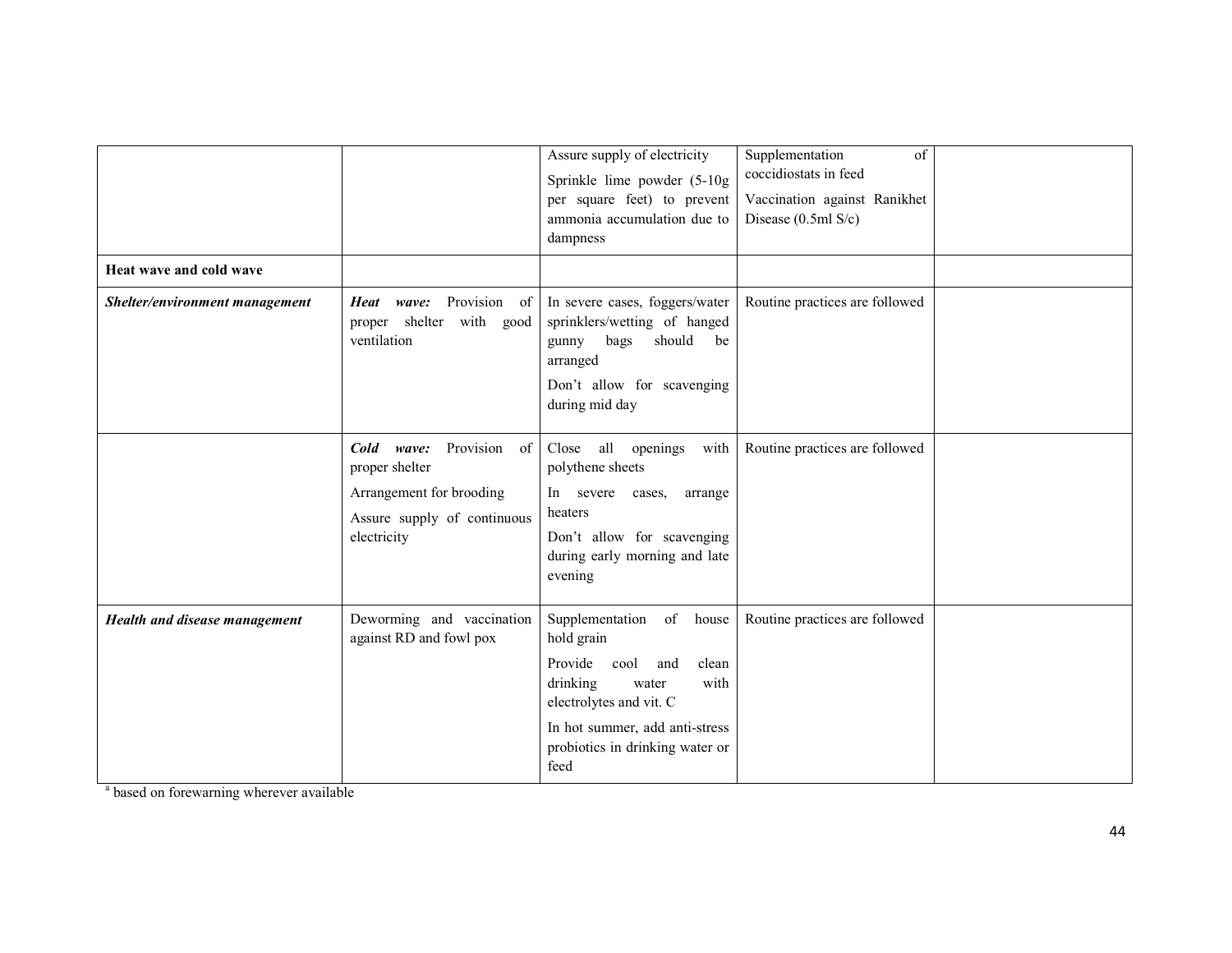| | | | | |
|---|---|---|---|---|
| | | Assure supply of electricity<br>Sprinkle lime powder (5-10g per square feet) to prevent ammonia accumulation due to dampness | Supplementation of coccidiostats in feed<br>Vaccination against Ranikhet Disease (0.5ml S/c) | |
| **Heat wave and cold wave** | | | | |
| ***Shelter/environment management*** | ***Heat wave:*** Provision of proper shelter with good ventilation | In severe cases, foggers/water sprinklers/wetting of hanged gunny bags should be arranged<br>Don't allow for scavenging during mid day | Routine practices are followed | |
| | ***Cold wave:*** Provision of proper shelter<br>Arrangement for brooding<br>Assure supply of continuous electricity | Close all openings with polythene sheets<br>In severe cases, arrange heaters<br>Don't allow for scavenging during early morning and late evening | Routine practices are followed | |
| ***Health and disease management*** | Deworming and vaccination against RD and fowl pox | Supplementation of house hold grain<br>Provide cool and clean drinking water with electrolytes and vit. C<br>In hot summer, add anti-stress probiotics in drinking water or feed | Routine practices are followed | |

[a] based on forewarning wherever available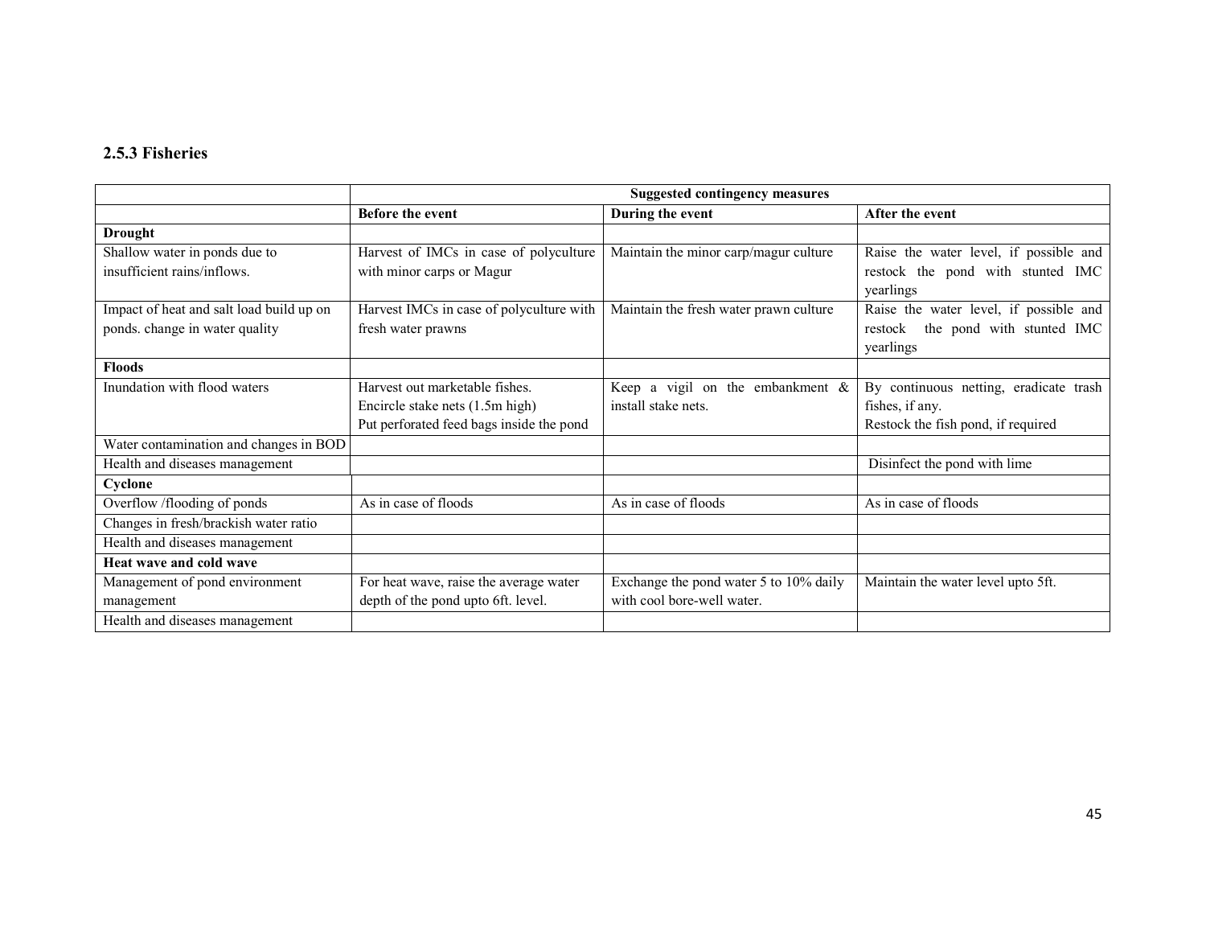### 2.5.3 Fisheries

| | Suggested contingency measures | | |
|---|---|---|---|
| | **Before the event** | **During the event** | **After the event** |
| **Drought** | | | |
| Shallow water in ponds due to insufficient rains/inflows. | Harvest of IMCs in case of polyculture with minor carps or Magur | Maintain the minor carp/magur culture | Raise the water level, if possible and restock the pond with stunted IMC yearlings |
| Impact of heat and salt load build up on ponds. change in water quality | Harvest IMCs in case of polyculture with fresh water prawns | Maintain the fresh water prawn culture | Raise the water level, if possible and restock the pond with stunted IMC yearlings |
| **Floods** | | | |
| Inundation with flood waters | Harvest out marketable fishes.<br>Encircle stake nets (1.5m high)<br>Put perforated feed bags inside the pond | Keep a vigil on the embankment & install stake nets. | By continuous netting, eradicate trash fishes, if any.<br>Restock the fish pond, if required |
| Water contamination and changes in BOD | | | |
| Health and diseases management | | | Disinfect the pond with lime |
| **Cyclone** | | | |
| Overflow /flooding of ponds | As in case of floods | As in case of floods | As in case of floods |
| Changes in fresh/brackish water ratio | | | |
| Health and diseases management | | | |
| **Heat wave and cold wave** | | | |
| Management of pond environment management | For heat wave, raise the average water depth of the pond upto 6ft. level. | Exchange the pond water 5 to 10% daily with cool bore-well water. | Maintain the water level upto 5ft. |
| Health and diseases management | | | |